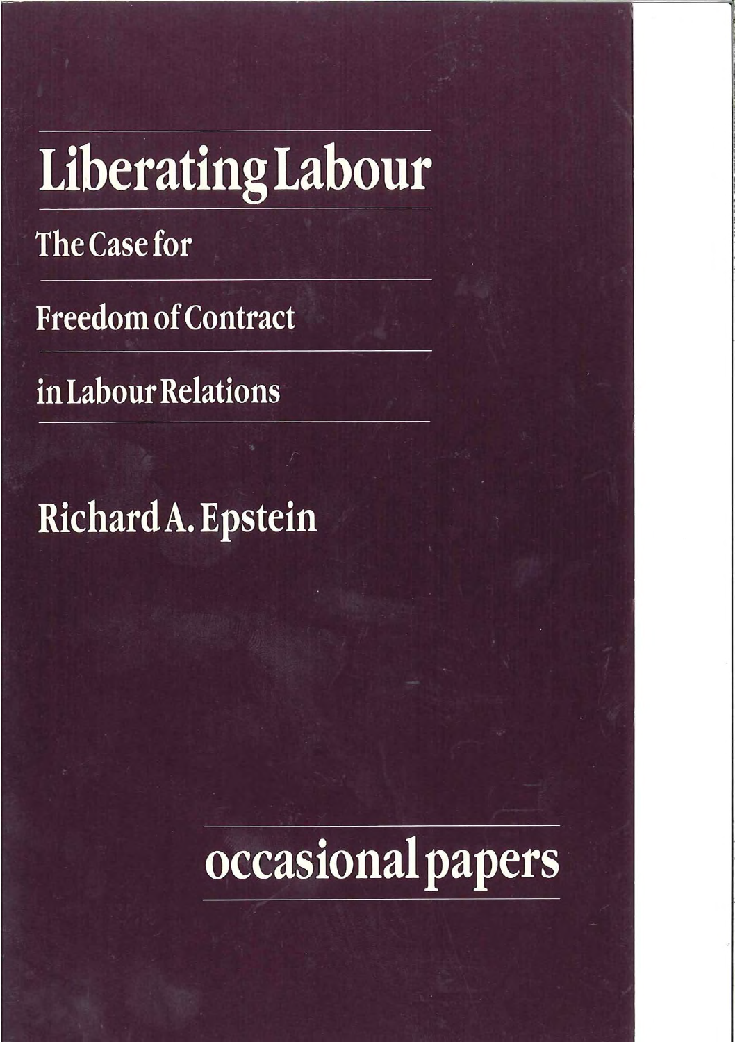# Liberating Labour

## The Case for Freedom of Contract in Labour Relations

### Richard A. Epstein

occasional papers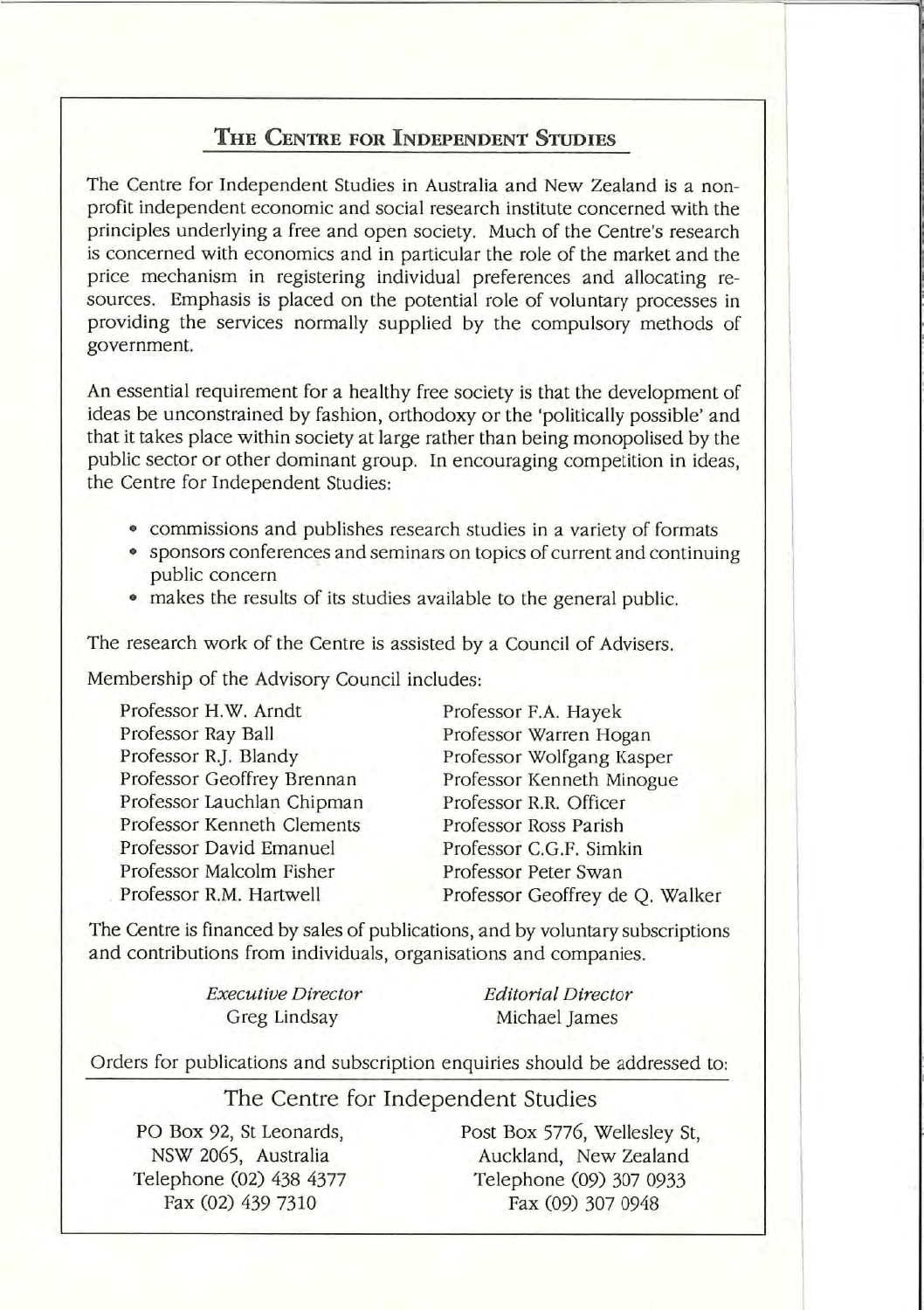## The Centre for Independent Studies

The Centre for Independent Studies in Australia and New Zealand is a non-profit independent economic and social research institute concerned with the principles underlying a free and open society. Much of the Centre's research is concerned with economics and in particular the role of the market and the price mechanism in registering individual preferences and allocating resources. Emphasis is placed on the potential role of voluntary processes in providing the services normally supplied by the compulsory methods of government.

An essential requirement for a healthy free society is that the development of ideas be unconstrained by fashion, orthodoxy or the 'politically possible' and that it takes place within society at large rather than being monopolised by the public sector or other dominant group. In encouraging competition in ideas, the Centre for Independent Studies:

- commissions and publishes research studies in a variety of formats
- sponsors conferences and seminars on topics of current and continuing public concern
- makes the results of its studies available to the general public.

The research work of the Centre is assisted by a Council of Advisers.

Membership of the Advisory Council includes:

Professor H.W. Arndt
Professor Ray Ball
Professor R.J. Blandy
Professor Geoffrey Brennan
Professor Lauchlan Chipman
Professor Kenneth Clements
Professor David Emanuel
Professor Malcolm Fisher
Professor R.M. Hartwell
Professor F.A. Hayek
Professor Warren Hogan
Professor Wolfgang Kasper
Professor Kenneth Minogue
Professor R.R. Officer
Professor Ross Parish
Professor C.G.F. Simkin
Professor Peter Swan
Professor Geoffrey de Q. Walker

The Centre is financed by sales of publications, and by voluntary subscriptions and contributions from individuals, organisations and companies.

*Executive Director*
Greg Lindsay

*Editorial Director*
Michael James

Orders for publications and subscription enquiries should be addressed to:

The Centre for Independent Studies

PO Box 92, St Leonards,
NSW 2065, Australia
Telephone (02) 438 4377
Fax (02) 439 7310

Post Box 5776, Wellesley St,
Auckland, New Zealand
Telephone (09) 307 0933
Fax (09) 307 0948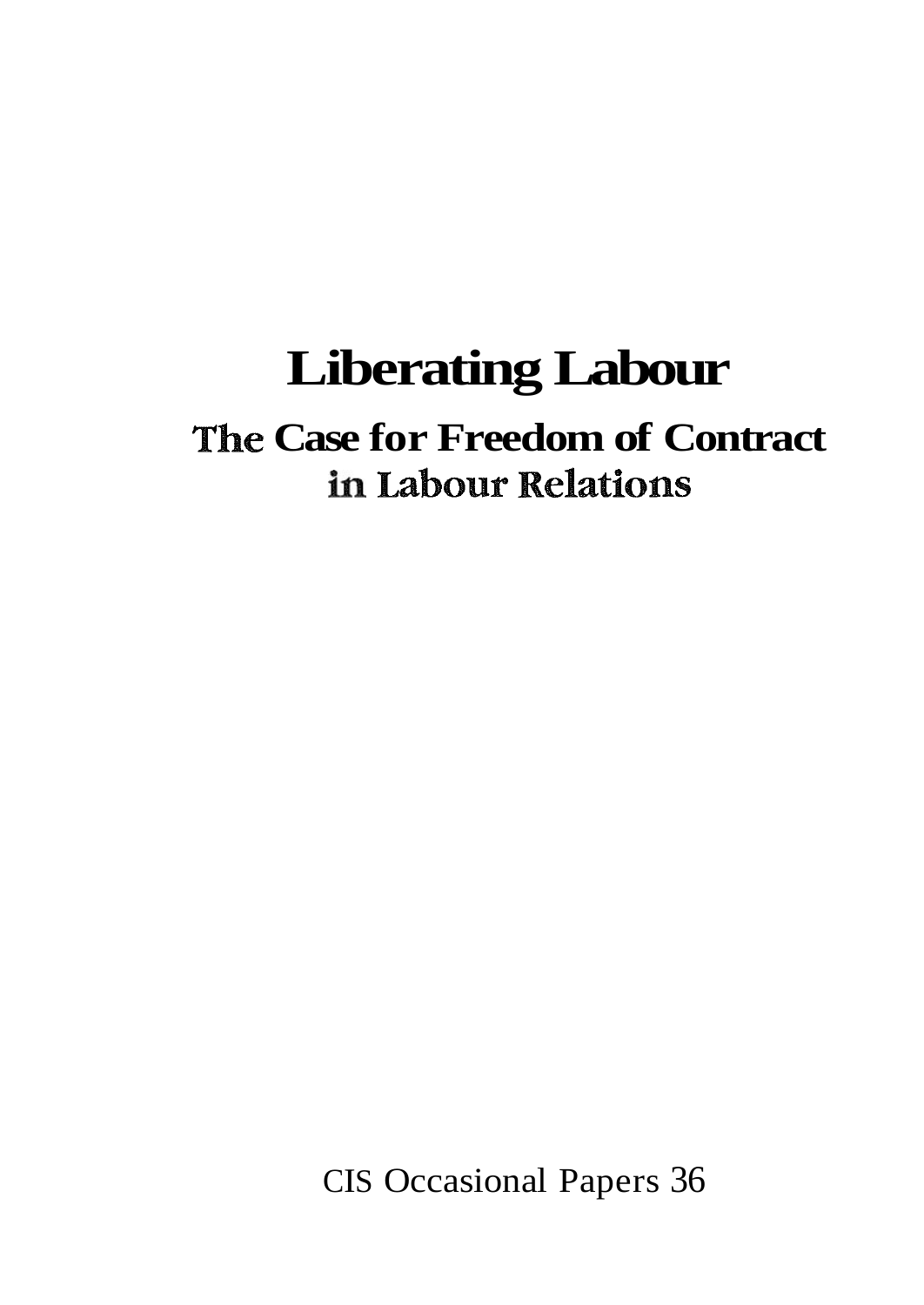# Liberating Labour

## The Case for Freedom of Contract in Labour Relations

CIS Occasional Papers 36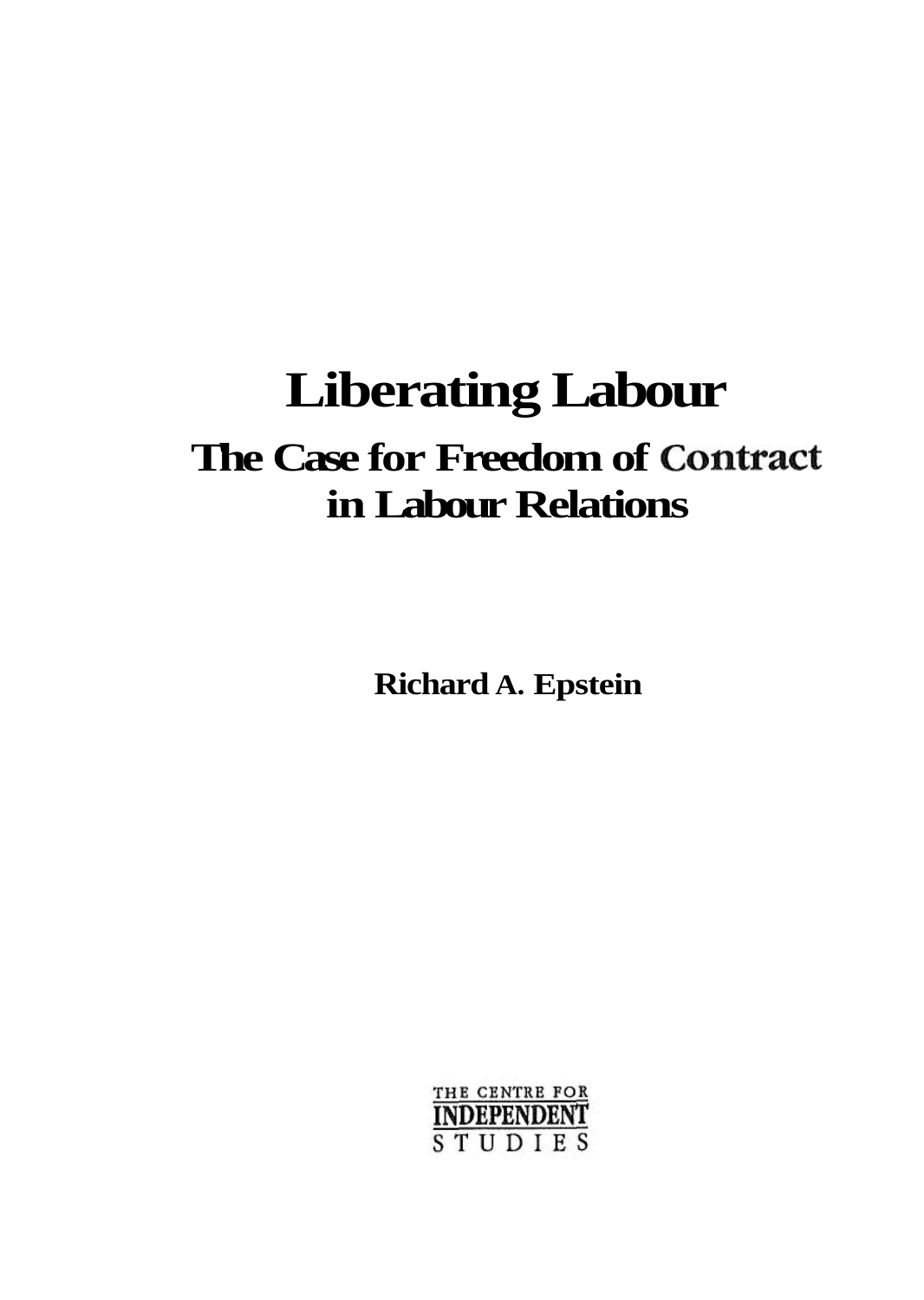# Liberating Labour

## The Case for Freedom of Contract in Labour Relations

**Richard A. Epstein**

THE CENTRE FOR INDEPENDENT STUDIES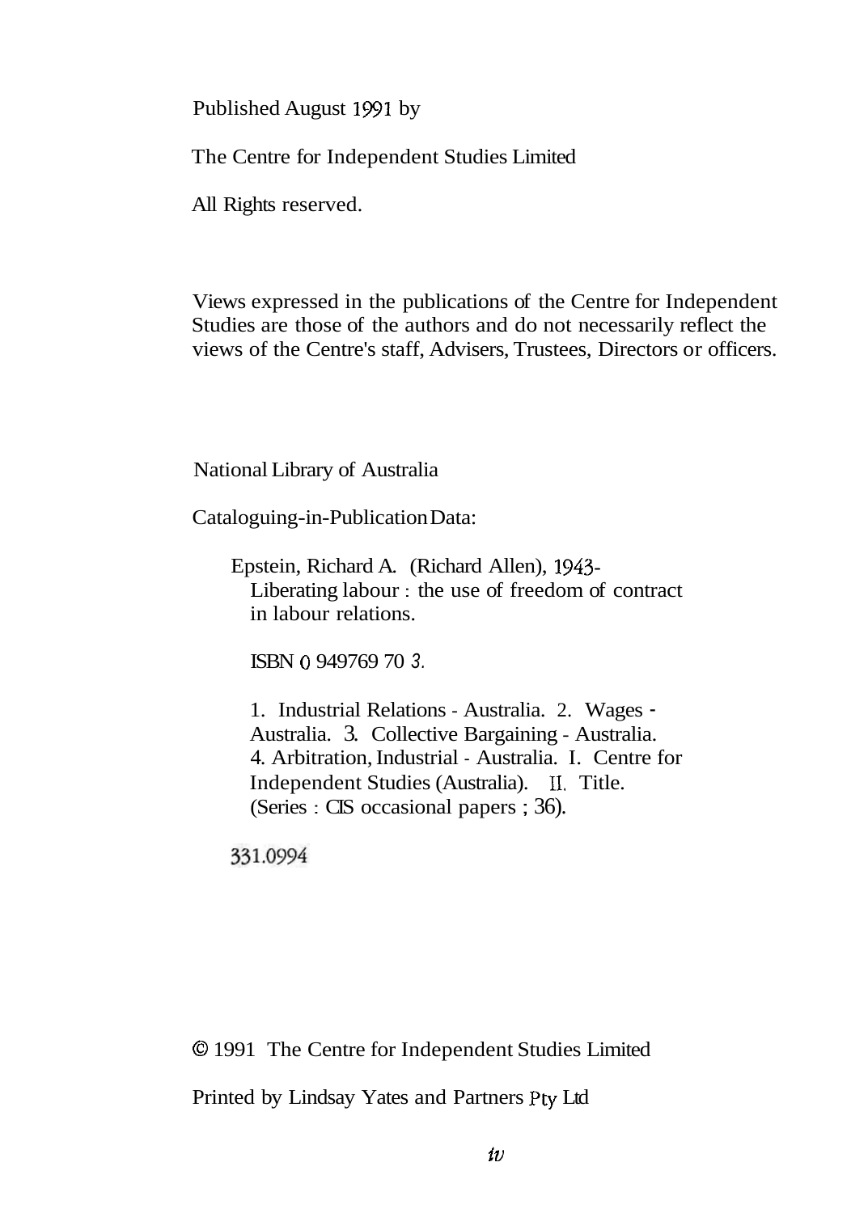Published August 1991 by

The Centre for Independent Studies Limited

All Rights reserved.

Views expressed in the publications of the Centre for Independent Studies are those of the authors and do not necessarily reflect the views of the Centre's staff, Advisers, Trustees, Directors or officers.

National Library of Australia

Cataloguing-in-Publication Data:

Epstein, Richard A. (Richard Allen), 1943-
Liberating labour : the use of freedom of contract in labour relations.

ISBN 0 949769 70 3.

1. Industrial Relations - Australia. 2. Wages - Australia. 3. Collective Bargaining - Australia. 4. Arbitration, Industrial - Australia. I. Centre for Independent Studies (Australia). II. Title. (Series : CIS occasional papers ; 36).

331.0994

© 1991 The Centre for Independent Studies Limited

Printed by Lindsay Yates and Partners Pty Ltd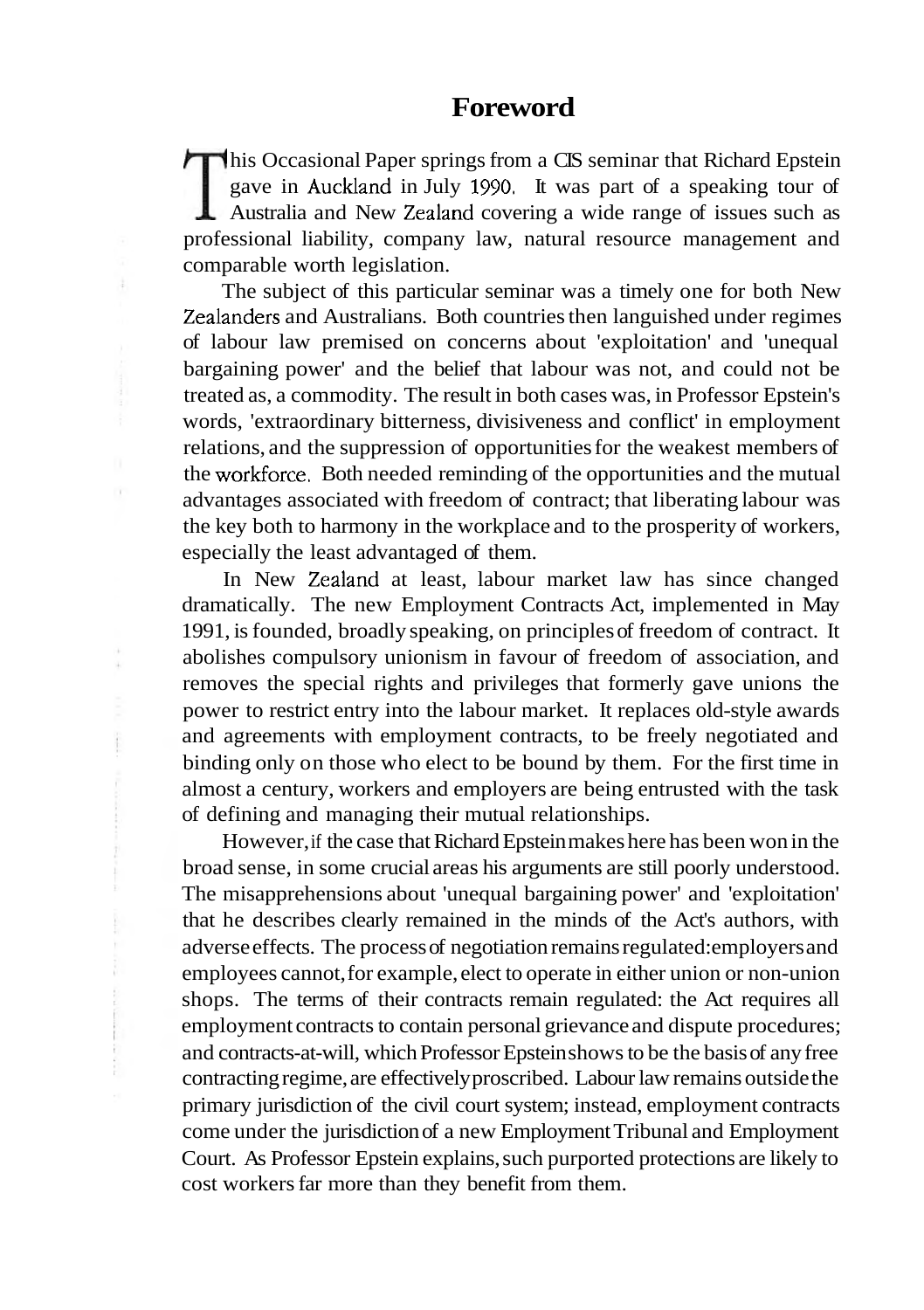# Foreword

This Occasional Paper springs from a CIS seminar that Richard Epstein gave in Auckland in July 1990. It was part of a speaking tour of Australia and New Zealand covering a wide range of issues such as professional liability, company law, natural resource management and comparable worth legislation.

The subject of this particular seminar was a timely one for both New Zealanders and Australians. Both countries then languished under regimes of labour law premised on concerns about 'exploitation' and 'unequal bargaining power' and the belief that labour was not, and could not be treated as, a commodity. The result in both cases was, in Professor Epstein's words, 'extraordinary bitterness, divisiveness and conflict' in employment relations, and the suppression of opportunities for the weakest members of the workforce. Both needed reminding of the opportunities and the mutual advantages associated with freedom of contract; that liberating labour was the key both to harmony in the workplace and to the prosperity of workers, especially the least advantaged of them.

In New Zealand at least, labour market law has since changed dramatically. The new Employment Contracts Act, implemented in May 1991, is founded, broadly speaking, on principles of freedom of contract. It abolishes compulsory unionism in favour of freedom of association, and removes the special rights and privileges that formerly gave unions the power to restrict entry into the labour market. It replaces old-style awards and agreements with employment contracts, to be freely negotiated and binding only on those who elect to be bound by them. For the first time in almost a century, workers and employers are being entrusted with the task of defining and managing their mutual relationships.

However, if the case that Richard Epstein makes here has been won in the broad sense, in some crucial areas his arguments are still poorly understood. The misapprehensions about 'unequal bargaining power' and 'exploitation' that he describes clearly remained in the minds of the Act's authors, with adverse effects. The process of negotiation remains regulated: employers and employees cannot, for example, elect to operate in either union or non-union shops. The terms of their contracts remain regulated: the Act requires all employment contracts to contain personal grievance and dispute procedures; and contracts-at-will, which Professor Epstein shows to be the basis of any free contracting regime, are effectively proscribed. Labour law remains outside the primary jurisdiction of the civil court system; instead, employment contracts come under the jurisdiction of a new Employment Tribunal and Employment Court. As Professor Epstein explains, such purported protections are likely to cost workers far more than they benefit from them.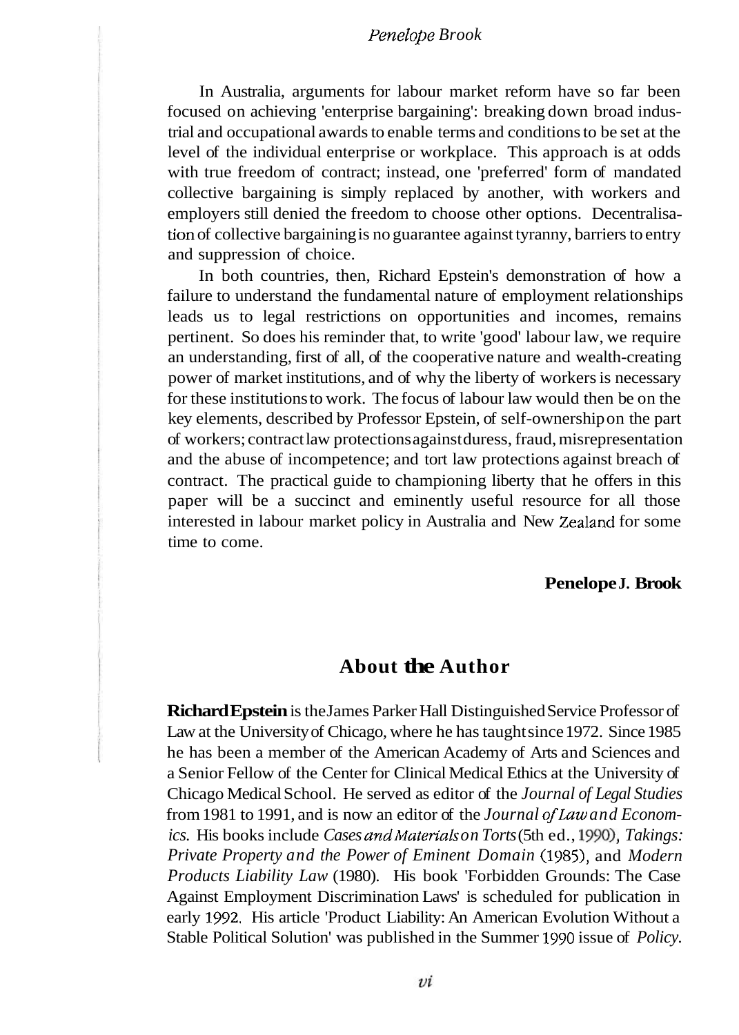In Australia, arguments for labour market reform have so far been focused on achieving 'enterprise bargaining': breaking down broad industrial and occupational awards to enable terms and conditions to be set at the level of the individual enterprise or workplace. This approach is at odds with true freedom of contract; instead, one 'preferred' form of mandated collective bargaining is simply replaced by another, with workers and employers still denied the freedom to choose other options. Decentralisation of collective bargaining is no guarantee against tyranny, barriers to entry and suppression of choice.

In both countries, then, Richard Epstein's demonstration of how a failure to understand the fundamental nature of employment relationships leads us to legal restrictions on opportunities and incomes, remains pertinent. So does his reminder that, to write 'good' labour law, we require an understanding, first of all, of the cooperative nature and wealth-creating power of market institutions, and of why the liberty of workers is necessary for these institutions to work. The focus of labour law would then be on the key elements, described by Professor Epstein, of self-ownership on the part of workers; contract law protections against duress, fraud, misrepresentation and the abuse of incompetence; and tort law protections against breach of contract. The practical guide to championing liberty that he offers in this paper will be a succinct and eminently useful resource for all those interested in labour market policy in Australia and New Zealand for some time to come.

**Penelope J. Brook**

## About the Author

**Richard Epstein** is the James Parker Hall Distinguished Service Professor of Law at the University of Chicago, where he has taught since 1972. Since 1985 he has been a member of the American Academy of Arts and Sciences and a Senior Fellow of the Center for Clinical Medical Ethics at the University of Chicago Medical School. He served as editor of the *Journal of Legal Studies* from 1981 to 1991, and is now an editor of the *Journal of Law and Economics.* His books include *Cases and Materials on Torts* (5th ed., 1990), *Takings: Private Property and the Power of Eminent Domain* (1985), and *Modern Products Liability Law* (1980). His book 'Forbidden Grounds: The Case Against Employment Discrimination Laws' is scheduled for publication in early 1992. His article 'Product Liability: An American Evolution Without a Stable Political Solution' was published in the Summer 1990 issue of *Policy.*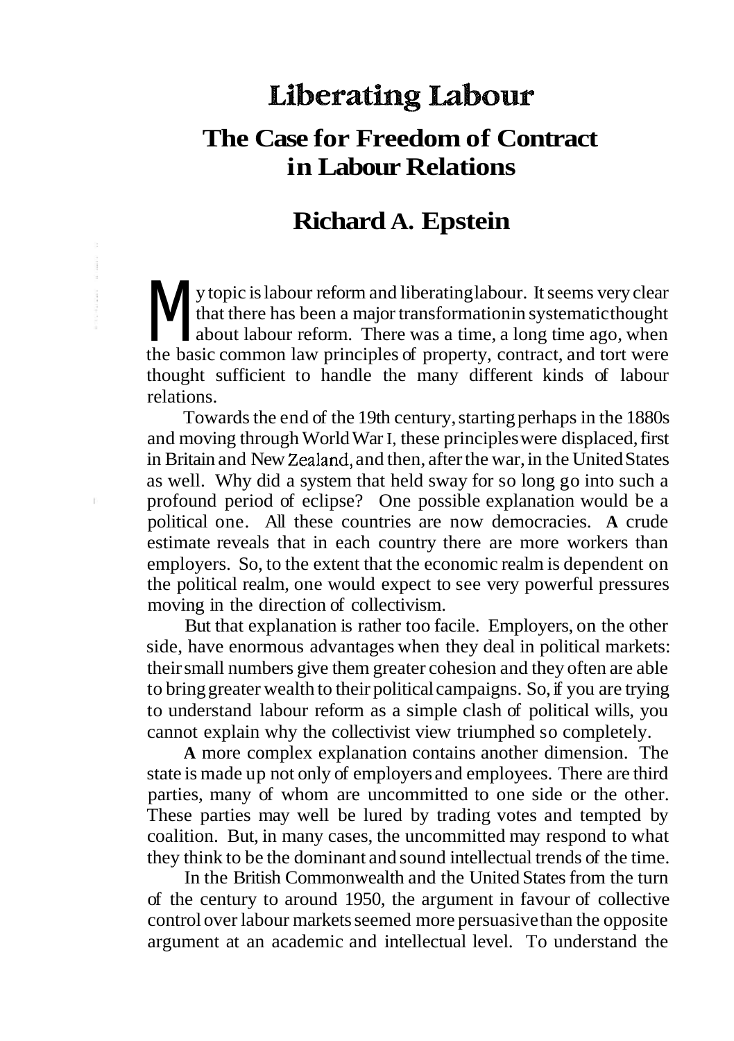# Liberating Labour

## The Case for Freedom of Contract in Labour Relations

### Richard A. Epstein

My topic is labour reform and liberating labour. It seems very clear that there has been a major transformation in systematic thought about labour reform. There was a time, a long time ago, when the basic common law principles of property, contract, and tort were thought sufficient to handle the many different kinds of labour relations.

Towards the end of the 19th century, starting perhaps in the 1880s and moving through World War I, these principles were displaced, first in Britain and New Zealand, and then, after the war, in the United States as well. Why did a system that held sway for so long go into such a profound period of eclipse? One possible explanation would be a political one. All these countries are now democracies. A crude estimate reveals that in each country there are more workers than employers. So, to the extent that the economic realm is dependent on the political realm, one would expect to see very powerful pressures moving in the direction of collectivism.

But that explanation is rather too facile. Employers, on the other side, have enormous advantages when they deal in political markets: their small numbers give them greater cohesion and they often are able to bring greater wealth to their political campaigns. So, if you are trying to understand labour reform as a simple clash of political wills, you cannot explain why the collectivist view triumphed so completely.

A more complex explanation contains another dimension. The state is made up not only of employers and employees. There are third parties, many of whom are uncommitted to one side or the other. These parties may well be lured by trading votes and tempted by coalition. But, in many cases, the uncommitted may respond to what they think to be the dominant and sound intellectual trends of the time.

In the British Commonwealth and the United States from the turn of the century to around 1950, the argument in favour of collective control over labour markets seemed more persuasive than the opposite argument at an academic and intellectual level. To understand the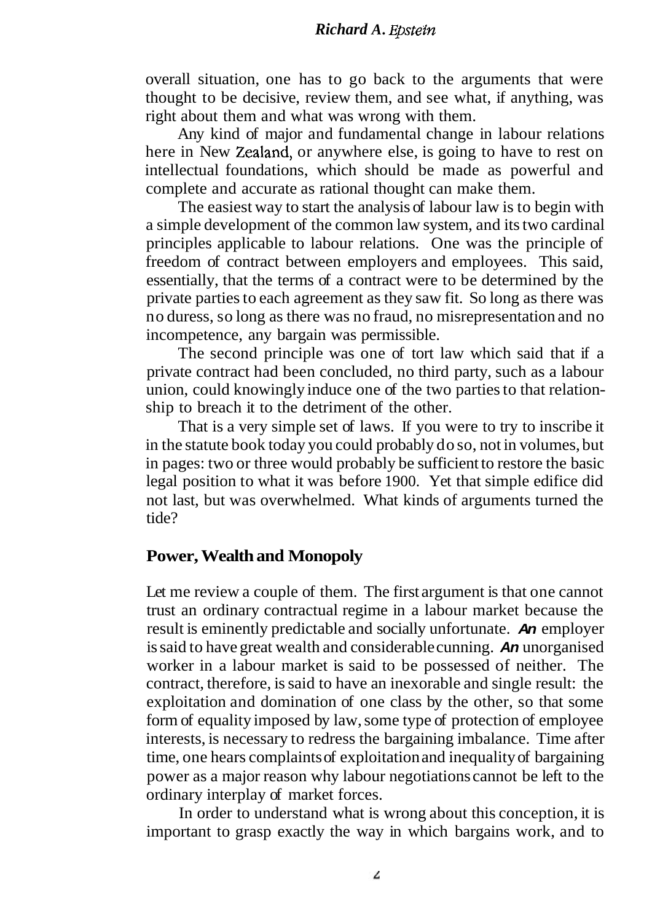overall situation, one has to go back to the arguments that were thought to be decisive, review them, and see what, if anything, was right about them and what was wrong with them.

Any kind of major and fundamental change in labour relations here in New Zealand, or anywhere else, is going to have to rest on intellectual foundations, which should be made as powerful and complete and accurate as rational thought can make them.

The easiest way to start the analysis of labour law is to begin with a simple development of the common law system, and its two cardinal principles applicable to labour relations. One was the principle of freedom of contract between employers and employees. This said, essentially, that the terms of a contract were to be determined by the private parties to each agreement as they saw fit. So long as there was no duress, so long as there was no fraud, no misrepresentation and no incompetence, any bargain was permissible.

The second principle was one of tort law which said that if a private contract had been concluded, no third party, such as a labour union, could knowingly induce one of the two parties to that relationship to breach it to the detriment of the other.

That is a very simple set of laws. If you were to try to inscribe it in the statute book today you could probably do so, not in volumes, but in pages: two or three would probably be sufficient to restore the basic legal position to what it was before 1900. Yet that simple edifice did not last, but was overwhelmed. What kinds of arguments turned the tide?

## Power, Wealth and Monopoly

Let me review a couple of them. The first argument is that one cannot trust an ordinary contractual regime in a labour market because the result is eminently predictable and socially unfortunate. An employer is said to have great wealth and considerable cunning. An unorganised worker in a labour market is said to be possessed of neither. The contract, therefore, is said to have an inexorable and single result: the exploitation and domination of one class by the other, so that some form of equality imposed by law, some type of protection of employee interests, is necessary to redress the bargaining imbalance. Time after time, one hears complaints of exploitation and inequality of bargaining power as a major reason why labour negotiations cannot be left to the ordinary interplay of market forces.

In order to understand what is wrong about this conception, it is important to grasp exactly the way in which bargains work, and to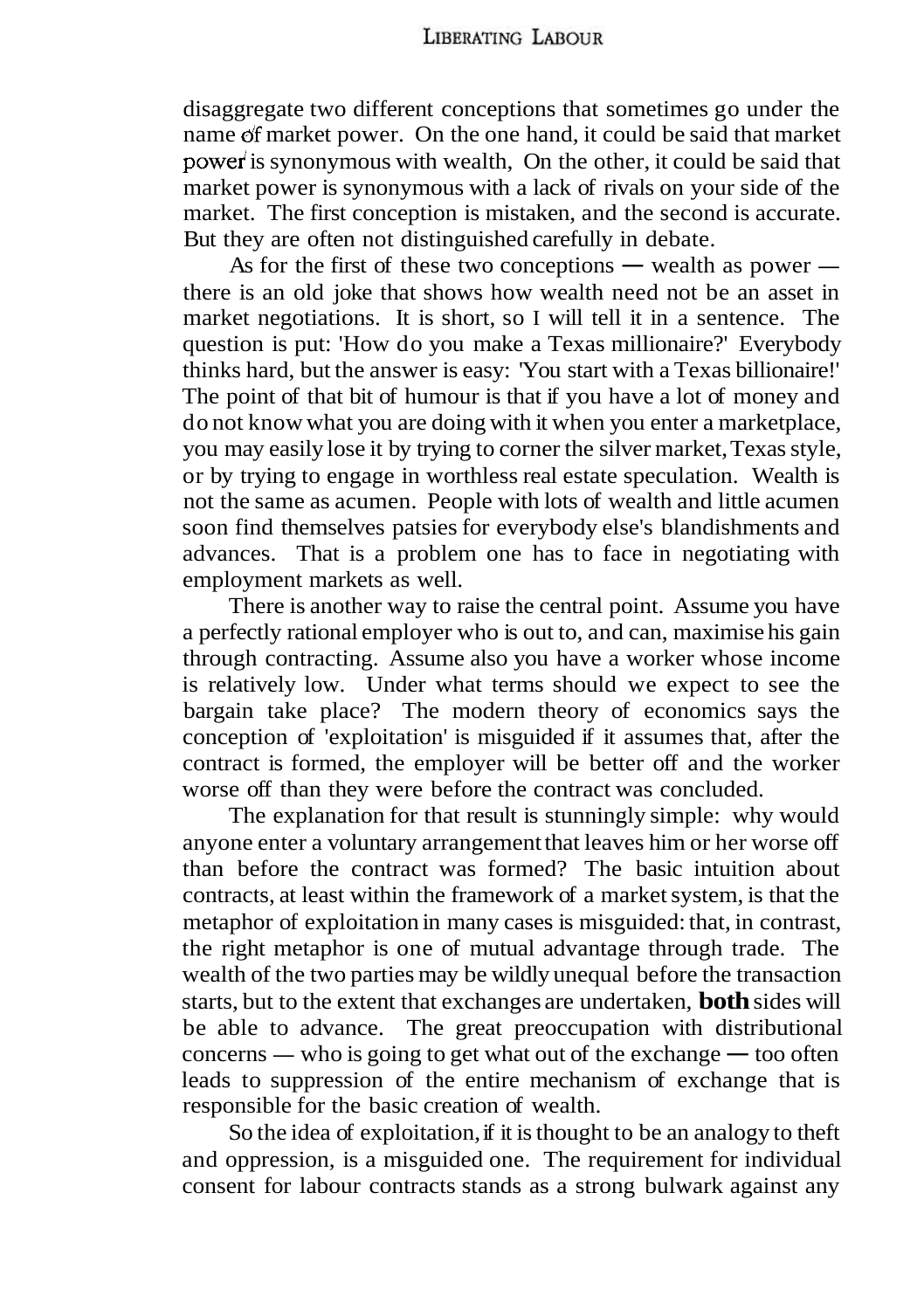disaggregate two different conceptions that sometimes go under the name of market power. On the one hand, it could be said that market power is synonymous with wealth, On the other, it could be said that market power is synonymous with a lack of rivals on your side of the market. The first conception is mistaken, and the second is accurate. But they are often not distinguished carefully in debate.

As for the first of these two conceptions — wealth as power — there is an old joke that shows how wealth need not be an asset in market negotiations. It is short, so I will tell it in a sentence. The question is put: 'How do you make a Texas millionaire?' Everybody thinks hard, but the answer is easy: 'You start with a Texas billionaire!' The point of that bit of humour is that if you have a lot of money and do not know what you are doing with it when you enter a marketplace, you may easily lose it by trying to corner the silver market, Texas style, or by trying to engage in worthless real estate speculation. Wealth is not the same as acumen. People with lots of wealth and little acumen soon find themselves patsies for everybody else's blandishments and advances. That is a problem one has to face in negotiating with employment markets as well.

There is another way to raise the central point. Assume you have a perfectly rational employer who is out to, and can, maximise his gain through contracting. Assume also you have a worker whose income is relatively low. Under what terms should we expect to see the bargain take place? The modern theory of economics says the conception of 'exploitation' is misguided if it assumes that, after the contract is formed, the employer will be better off and the worker worse off than they were before the contract was concluded.

The explanation for that result is stunningly simple: why would anyone enter a voluntary arrangement that leaves him or her worse off than before the contract was formed? The basic intuition about contracts, at least within the framework of a market system, is that the metaphor of exploitation in many cases is misguided: that, in contrast, the right metaphor is one of mutual advantage through trade. The wealth of the two parties may be wildly unequal before the transaction starts, but to the extent that exchanges are undertaken, **both** sides will be able to advance. The great preoccupation with distributional concerns — who is going to get what out of the exchange — too often leads to suppression of the entire mechanism of exchange that is responsible for the basic creation of wealth.

So the idea of exploitation, if it is thought to be an analogy to theft and oppression, is a misguided one. The requirement for individual consent for labour contracts stands as a strong bulwark against any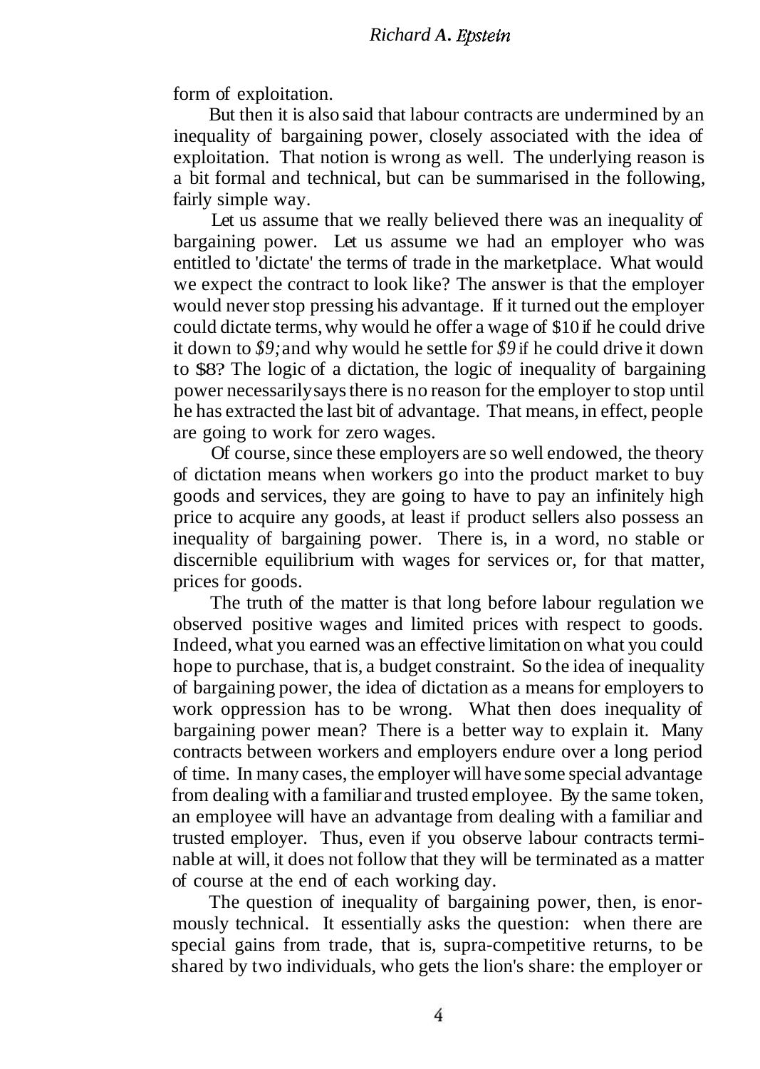form of exploitation.

But then it is also said that labour contracts are undermined by an inequality of bargaining power, closely associated with the idea of exploitation. That notion is wrong as well. The underlying reason is a bit formal and technical, but can be summarised in the following, fairly simple way.

Let us assume that we really believed there was an inequality of bargaining power. Let us assume we had an employer who was entitled to 'dictate' the terms of trade in the marketplace. What would we expect the contract to look like? The answer is that the employer would never stop pressing his advantage. If it turned out the employer could dictate terms, why would he offer a wage of $10 if he could drive it down to *$9;* and why would he settle for *$9* if he could drive it down to $8? The logic of a dictation, the logic of inequality of bargaining power necessarily says there is no reason for the employer to stop until he has extracted the last bit of advantage. That means, in effect, people are going to work for zero wages.

Of course, since these employers are so well endowed, the theory of dictation means when workers go into the product market to buy goods and services, they are going to have to pay an infinitely high price to acquire any goods, at least if product sellers also possess an inequality of bargaining power. There is, in a word, no stable or discernible equilibrium with wages for services or, for that matter, prices for goods.

The truth of the matter is that long before labour regulation we observed positive wages and limited prices with respect to goods. Indeed, what you earned was an effective limitation on what you could hope to purchase, that is, a budget constraint. So the idea of inequality of bargaining power, the idea of dictation as a means for employers to work oppression has to be wrong. What then does inequality of bargaining power mean? There is a better way to explain it. Many contracts between workers and employers endure over a long period of time. In many cases, the employer will have some special advantage from dealing with a familiar and trusted employee. By the same token, an employee will have an advantage from dealing with a familiar and trusted employer. Thus, even if you observe labour contracts terminable at will, it does not follow that they will be terminated as a matter of course at the end of each working day.

The question of inequality of bargaining power, then, is enormously technical. It essentially asks the question: when there are special gains from trade, that is, supra-competitive returns, to be shared by two individuals, who gets the lion's share: the employer or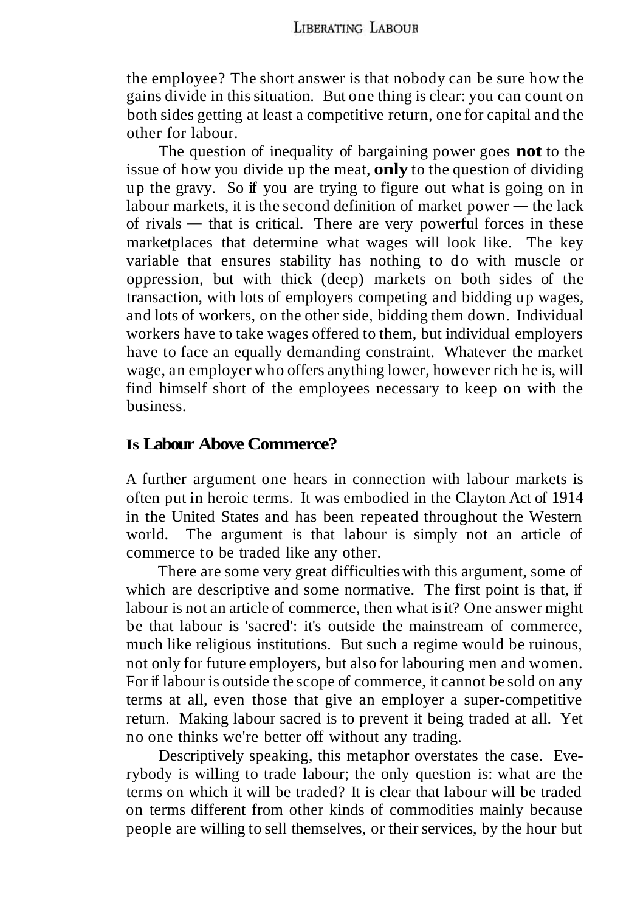the employee? The short answer is that nobody can be sure how the gains divide in this situation. But one thing is clear: you can count on both sides getting at least a competitive return, one for capital and the other for labour.

The question of inequality of bargaining power goes **not** to the issue of how you divide up the meat, **only** to the question of dividing up the gravy. So if you are trying to figure out what is going on in labour markets, it is the second definition of market power — the lack of rivals — that is critical. There are very powerful forces in these marketplaces that determine what wages will look like. The key variable that ensures stability has nothing to do with muscle or oppression, but with thick (deep) markets on both sides of the transaction, with lots of employers competing and bidding up wages, and lots of workers, on the other side, bidding them down. Individual workers have to take wages offered to them, but individual employers have to face an equally demanding constraint. Whatever the market wage, an employer who offers anything lower, however rich he is, will find himself short of the employees necessary to keep on with the business.

## Is Labour Above Commerce?

A further argument one hears in connection with labour markets is often put in heroic terms. It was embodied in the Clayton Act of 1914 in the United States and has been repeated throughout the Western world. The argument is that labour is simply not an article of commerce to be traded like any other.

There are some very great difficulties with this argument, some of which are descriptive and some normative. The first point is that, if labour is not an article of commerce, then what is it? One answer might be that labour is 'sacred': it's outside the mainstream of commerce, much like religious institutions. But such a regime would be ruinous, not only for future employers, but also for labouring men and women. For if labour is outside the scope of commerce, it cannot be sold on any terms at all, even those that give an employer a super-competitive return. Making labour sacred is to prevent it being traded at all. Yet no one thinks we're better off without any trading.

Descriptively speaking, this metaphor overstates the case. Everybody is willing to trade labour; the only question is: what are the terms on which it will be traded? It is clear that labour will be traded on terms different from other kinds of commodities mainly because people are willing to sell themselves, or their services, by the hour but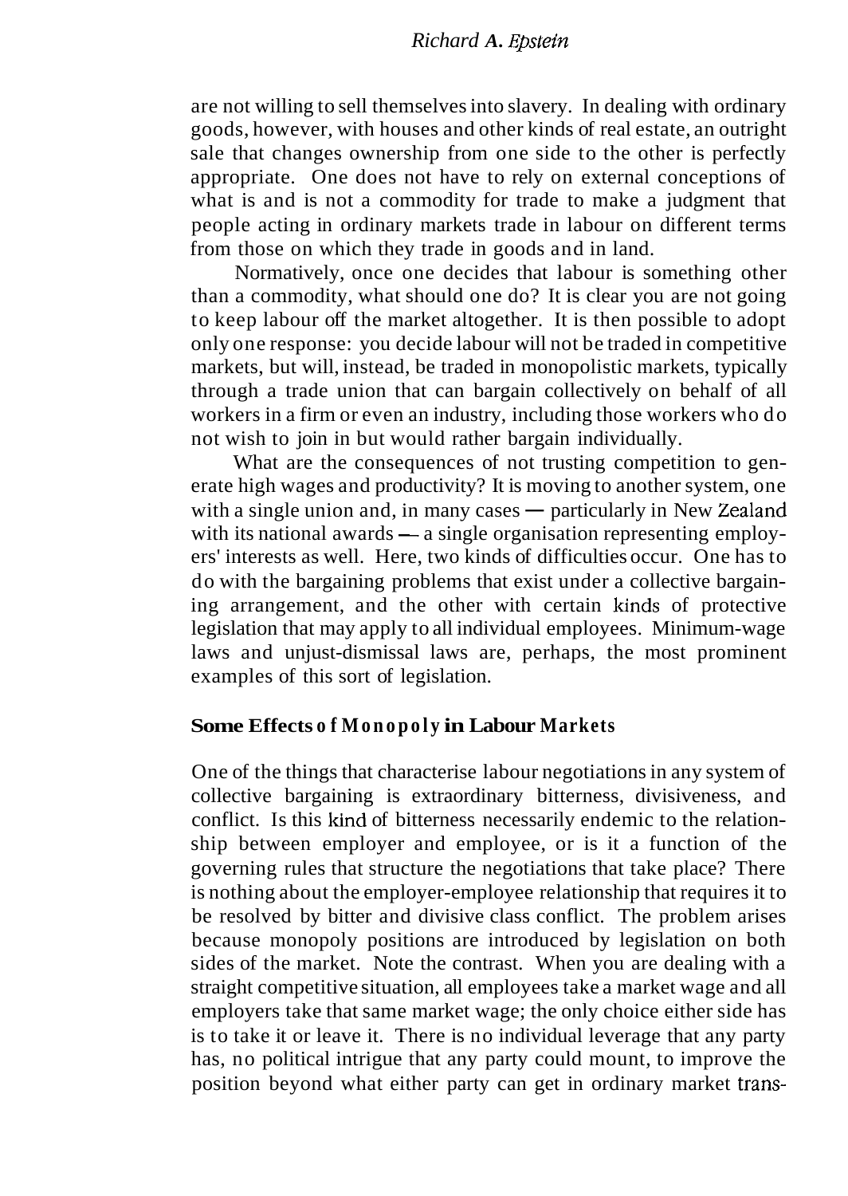are not willing to sell themselves into slavery. In dealing with ordinary goods, however, with houses and other kinds of real estate, an outright sale that changes ownership from one side to the other is perfectly appropriate. One does not have to rely on external conceptions of what is and is not a commodity for trade to make a judgment that people acting in ordinary markets trade in labour on different terms from those on which they trade in goods and in land.

Normatively, once one decides that labour is something other than a commodity, what should one do? It is clear you are not going to keep labour off the market altogether. It is then possible to adopt only one response: you decide labour will not be traded in competitive markets, but will, instead, be traded in monopolistic markets, typically through a trade union that can bargain collectively on behalf of all workers in a firm or even an industry, including those workers who do not wish to join in but would rather bargain individually.

What are the consequences of not trusting competition to generate high wages and productivity? It is moving to another system, one with a single union and, in many cases — particularly in New Zealand with its national awards — a single organisation representing employers' interests as well. Here, two kinds of difficulties occur. One has to do with the bargaining problems that exist under a collective bargaining arrangement, and the other with certain kinds of protective legislation that may apply to all individual employees. Minimum-wage laws and unjust-dismissal laws are, perhaps, the most prominent examples of this sort of legislation.

## Some Effects of Monopoly in Labour Markets

One of the things that characterise labour negotiations in any system of collective bargaining is extraordinary bitterness, divisiveness, and conflict. Is this kind of bitterness necessarily endemic to the relationship between employer and employee, or is it a function of the governing rules that structure the negotiations that take place? There is nothing about the employer-employee relationship that requires it to be resolved by bitter and divisive class conflict. The problem arises because monopoly positions are introduced by legislation on both sides of the market. Note the contrast. When you are dealing with a straight competitive situation, all employees take a market wage and all employers take that same market wage; the only choice either side has is to take it or leave it. There is no individual leverage that any party has, no political intrigue that any party could mount, to improve the position beyond what either party can get in ordinary market trans-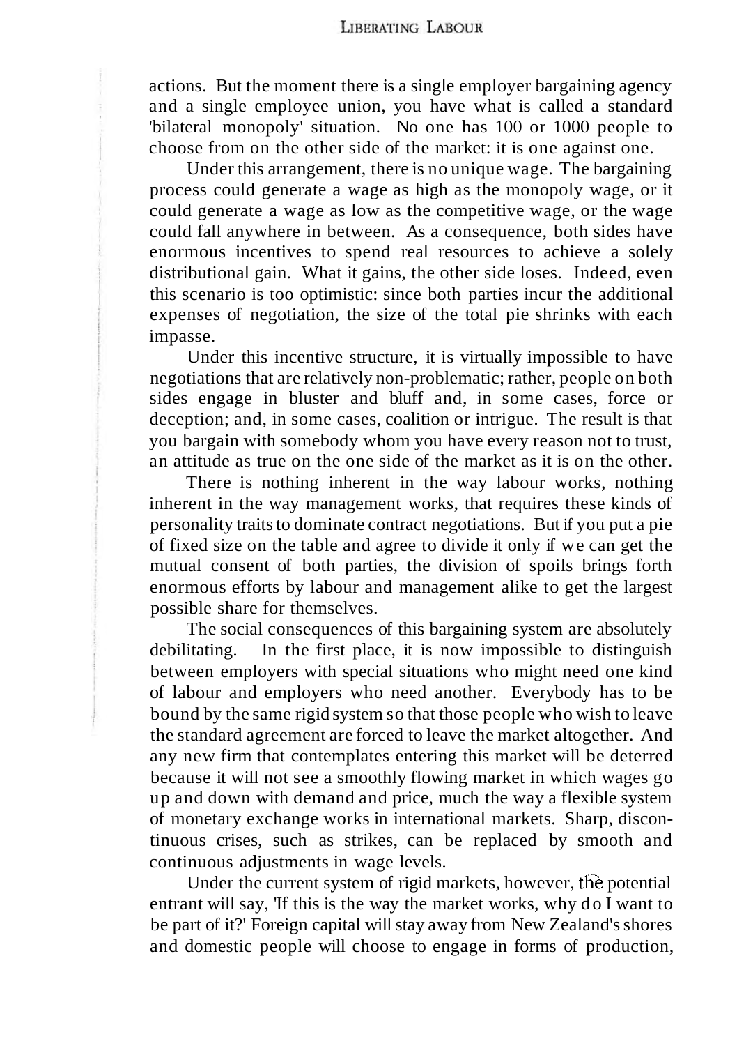actions. But the moment there is a single employer bargaining agency and a single employee union, you have what is called a standard 'bilateral monopoly' situation. No one has 100 or 1000 people to choose from on the other side of the market: it is one against one.

Under this arrangement, there is no unique wage. The bargaining process could generate a wage as high as the monopoly wage, or it could generate a wage as low as the competitive wage, or the wage could fall anywhere in between. As a consequence, both sides have enormous incentives to spend real resources to achieve a solely distributional gain. What it gains, the other side loses. Indeed, even this scenario is too optimistic: since both parties incur the additional expenses of negotiation, the size of the total pie shrinks with each impasse.

Under this incentive structure, it is virtually impossible to have negotiations that are relatively non-problematic; rather, people on both sides engage in bluster and bluff and, in some cases, force or deception; and, in some cases, coalition or intrigue. The result is that you bargain with somebody whom you have every reason not to trust, an attitude as true on the one side of the market as it is on the other.

There is nothing inherent in the way labour works, nothing inherent in the way management works, that requires these kinds of personality traits to dominate contract negotiations. But if you put a pie of fixed size on the table and agree to divide it only if we can get the mutual consent of both parties, the division of spoils brings forth enormous efforts by labour and management alike to get the largest possible share for themselves.

The social consequences of this bargaining system are absolutely debilitating. In the first place, it is now impossible to distinguish between employers with special situations who might need one kind of labour and employers who need another. Everybody has to be bound by the same rigid system so that those people who wish to leave the standard agreement are forced to leave the market altogether. And any new firm that contemplates entering this market will be deterred because it will not see a smoothly flowing market in which wages go up and down with demand and price, much the way a flexible system of monetary exchange works in international markets. Sharp, discontinuous crises, such as strikes, can be replaced by smooth and continuous adjustments in wage levels.

Under the current system of rigid markets, however, the potential entrant will say, 'If this is the way the market works, why do I want to be part of it?' Foreign capital will stay away from New Zealand's shores and domestic people will choose to engage in forms of production,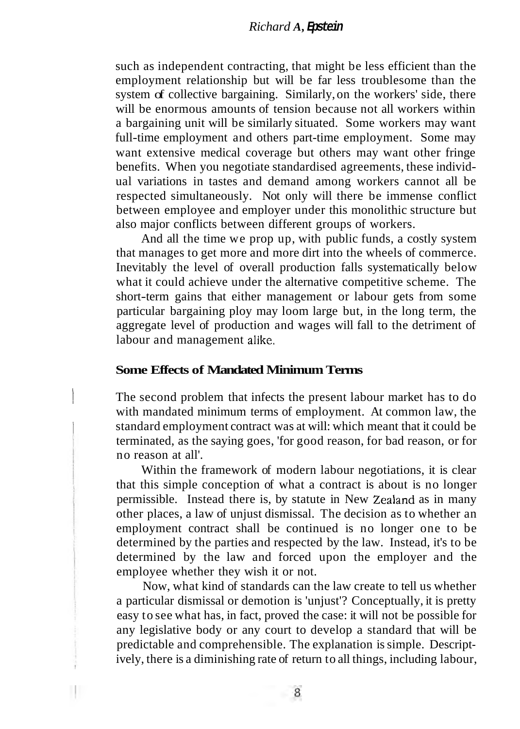such as independent contracting, that might be less efficient than the employment relationship but will be far less troublesome than the system of collective bargaining. Similarly, on the workers' side, there will be enormous amounts of tension because not all workers within a bargaining unit will be similarly situated. Some workers may want full-time employment and others part-time employment. Some may want extensive medical coverage but others may want other fringe benefits. When you negotiate standardised agreements, these individual variations in tastes and demand among workers cannot all be respected simultaneously. Not only will there be immense conflict between employee and employer under this monolithic structure but also major conflicts between different groups of workers.

And all the time we prop up, with public funds, a costly system that manages to get more and more dirt into the wheels of commerce. Inevitably the level of overall production falls systematically below what it could achieve under the alternative competitive scheme. The short-term gains that either management or labour gets from some particular bargaining ploy may loom large but, in the long term, the aggregate level of production and wages will fall to the detriment of labour and management alike.

## Some Effects of Mandated Minimum Terms

The second problem that infects the present labour market has to do with mandated minimum terms of employment. At common law, the standard employment contract was at will: which meant that it could be terminated, as the saying goes, 'for good reason, for bad reason, or for no reason at all'.

Within the framework of modern labour negotiations, it is clear that this simple conception of what a contract is about is no longer permissible. Instead there is, by statute in New Zealand as in many other places, a law of unjust dismissal. The decision as to whether an employment contract shall be continued is no longer one to be determined by the parties and respected by the law. Instead, it's to be determined by the law and forced upon the employer and the employee whether they wish it or not.

Now, what kind of standards can the law create to tell us whether a particular dismissal or demotion is 'unjust'? Conceptually, it is pretty easy to see what has, in fact, proved the case: it will not be possible for any legislative body or any court to develop a standard that will be predictable and comprehensible. The explanation is simple. Descriptively, there is a diminishing rate of return to all things, including labour,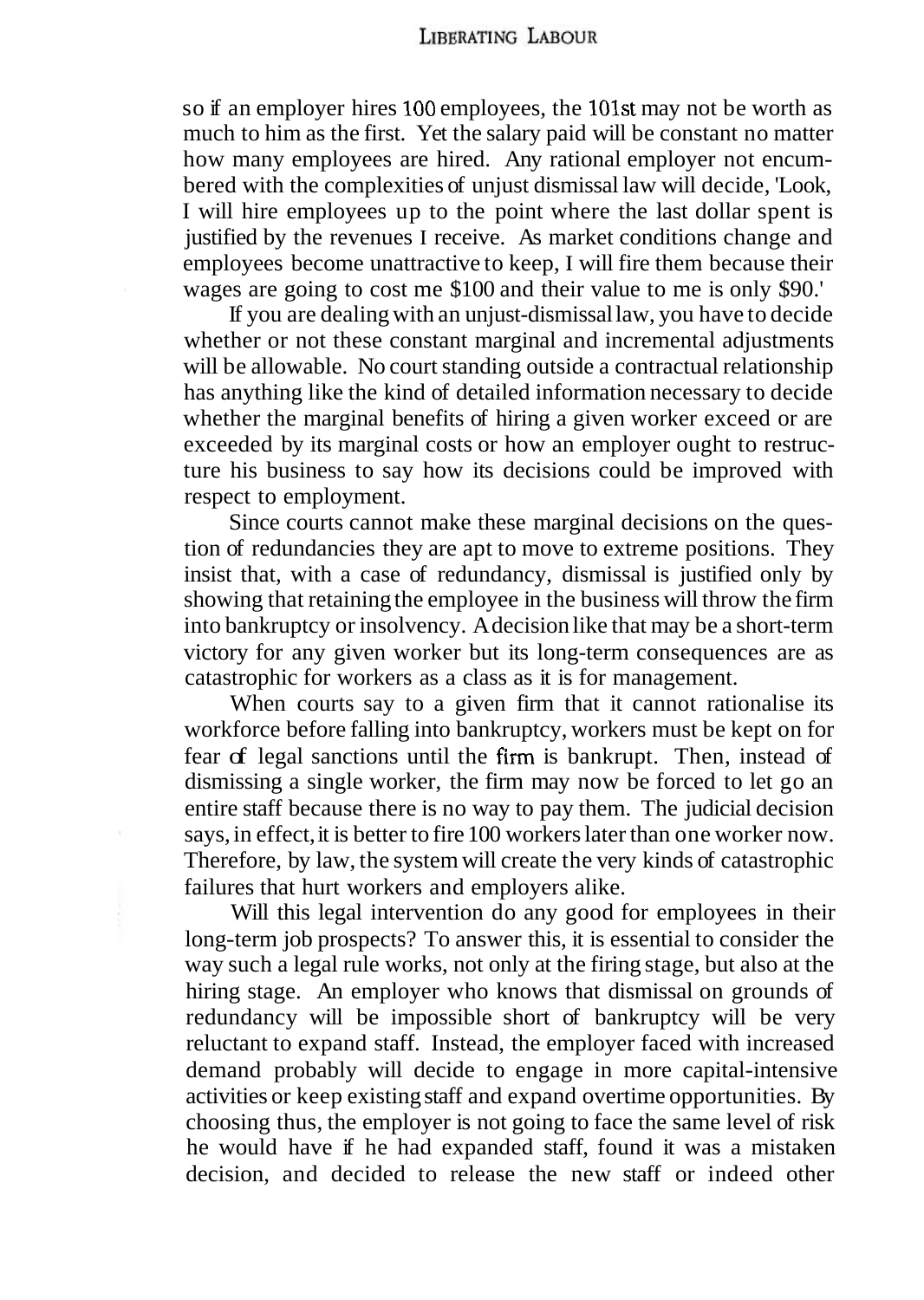so if an employer hires 100 employees, the 101st may not be worth as much to him as the first. Yet the salary paid will be constant no matter how many employees are hired. Any rational employer not encumbered with the complexities of unjust dismissal law will decide, 'Look, I will hire employees up to the point where the last dollar spent is justified by the revenues I receive. As market conditions change and employees become unattractive to keep, I will fire them because their wages are going to cost me $100 and their value to me is only $90.'

If you are dealing with an unjust-dismissal law, you have to decide whether or not these constant marginal and incremental adjustments will be allowable. No court standing outside a contractual relationship has anything like the kind of detailed information necessary to decide whether the marginal benefits of hiring a given worker exceed or are exceeded by its marginal costs or how an employer ought to restructure his business to say how its decisions could be improved with respect to employment.

Since courts cannot make these marginal decisions on the question of redundancies they are apt to move to extreme positions. They insist that, with a case of redundancy, dismissal is justified only by showing that retaining the employee in the business will throw the firm into bankruptcy or insolvency. A decision like that may be a short-term victory for any given worker but its long-term consequences are as catastrophic for workers as a class as it is for management.

When courts say to a given firm that it cannot rationalise its workforce before falling into bankruptcy, workers must be kept on for fear of legal sanctions until the firm is bankrupt. Then, instead of dismissing a single worker, the firm may now be forced to let go an entire staff because there is no way to pay them. The judicial decision says, in effect, it is better to fire 100 workers later than one worker now. Therefore, by law, the system will create the very kinds of catastrophic failures that hurt workers and employers alike.

Will this legal intervention do any good for employees in their long-term job prospects? To answer this, it is essential to consider the way such a legal rule works, not only at the firing stage, but also at the hiring stage. An employer who knows that dismissal on grounds of redundancy will be impossible short of bankruptcy will be very reluctant to expand staff. Instead, the employer faced with increased demand probably will decide to engage in more capital-intensive activities or keep existing staff and expand overtime opportunities. By choosing thus, the employer is not going to face the same level of risk he would have if he had expanded staff, found it was a mistaken decision, and decided to release the new staff or indeed other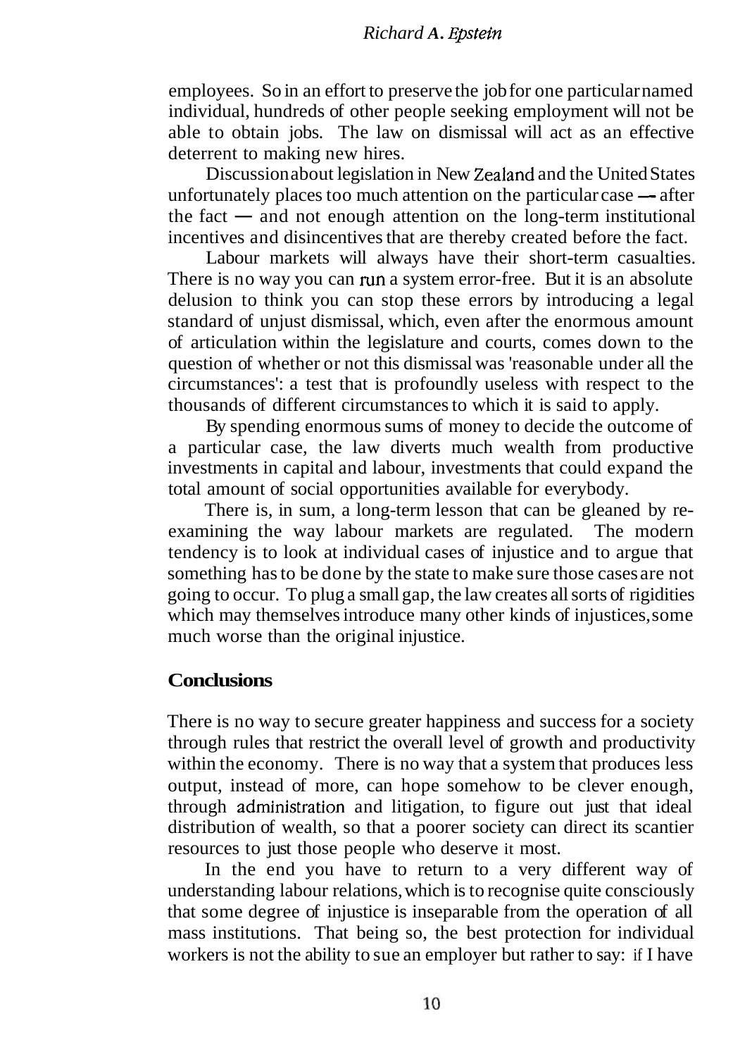employees. So in an effort to preserve the job for one particular named individual, hundreds of other people seeking employment will not be able to obtain jobs. The law on dismissal will act as an effective deterrent to making new hires.

Discussion about legislation in New Zealand and the United States unfortunately places too much attention on the particular case — after the fact — and not enough attention on the long-term institutional incentives and disincentives that are thereby created before the fact.

Labour markets will always have their short-term casualties. There is no way you can run a system error-free. But it is an absolute delusion to think you can stop these errors by introducing a legal standard of unjust dismissal, which, even after the enormous amount of articulation within the legislature and courts, comes down to the question of whether or not this dismissal was 'reasonable under all the circumstances': a test that is profoundly useless with respect to the thousands of different circumstances to which it is said to apply.

By spending enormous sums of money to decide the outcome of a particular case, the law diverts much wealth from productive investments in capital and labour, investments that could expand the total amount of social opportunities available for everybody.

There is, in sum, a long-term lesson that can be gleaned by re-examining the way labour markets are regulated. The modern tendency is to look at individual cases of injustice and to argue that something has to be done by the state to make sure those cases are not going to occur. To plug a small gap, the law creates all sorts of rigidities which may themselves introduce many other kinds of injustices, some much worse than the original injustice.

## Conclusions

There is no way to secure greater happiness and success for a society through rules that restrict the overall level of growth and productivity within the economy. There is no way that a system that produces less output, instead of more, can hope somehow to be clever enough, through administration and litigation, to figure out just that ideal distribution of wealth, so that a poorer society can direct its scantier resources to just those people who deserve it most.

In the end you have to return to a very different way of understanding labour relations, which is to recognise quite consciously that some degree of injustice is inseparable from the operation of all mass institutions. That being so, the best protection for individual workers is not the ability to sue an employer but rather to say: if I have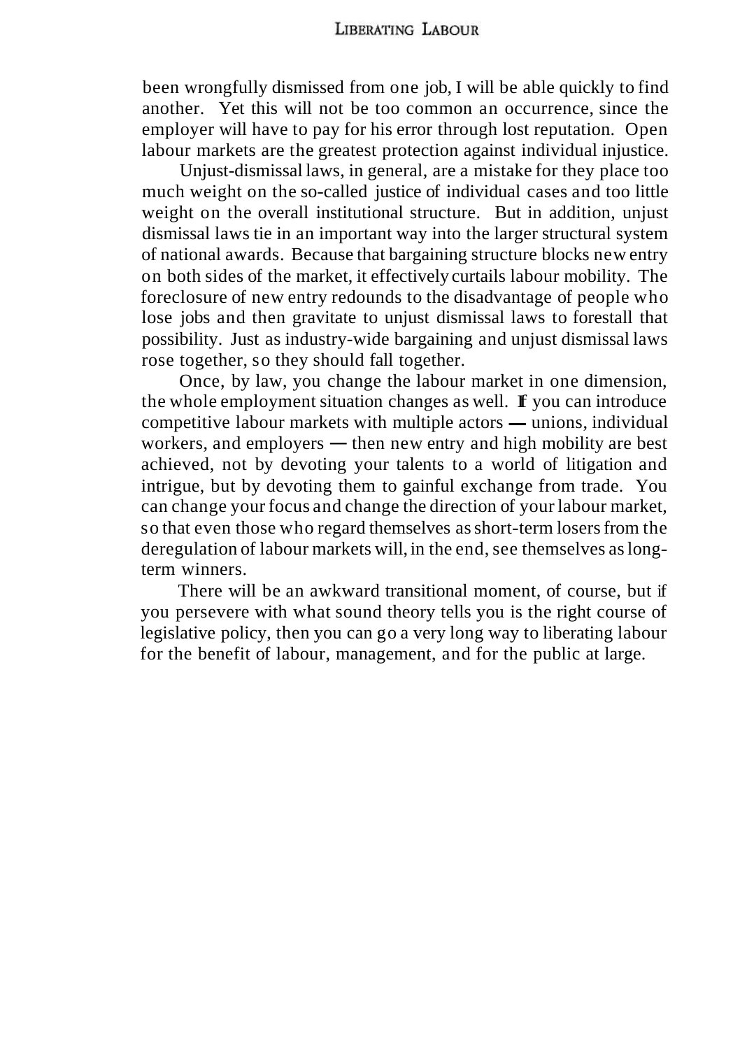been wrongfully dismissed from one job, I will be able quickly to find another. Yet this will not be too common an occurrence, since the employer will have to pay for his error through lost reputation. Open labour markets are the greatest protection against individual injustice.

Unjust-dismissal laws, in general, are a mistake for they place too much weight on the so-called justice of individual cases and too little weight on the overall institutional structure. But in addition, unjust dismissal laws tie in an important way into the larger structural system of national awards. Because that bargaining structure blocks new entry on both sides of the market, it effectively curtails labour mobility. The foreclosure of new entry redounds to the disadvantage of people who lose jobs and then gravitate to unjust dismissal laws to forestall that possibility. Just as industry-wide bargaining and unjust dismissal laws rose together, so they should fall together.

Once, by law, you change the labour market in one dimension, the whole employment situation changes as well. If you can introduce competitive labour markets with multiple actors — unions, individual workers, and employers — then new entry and high mobility are best achieved, not by devoting your talents to a world of litigation and intrigue, but by devoting them to gainful exchange from trade. You can change your focus and change the direction of your labour market, so that even those who regard themselves as short-term losers from the deregulation of labour markets will, in the end, see themselves as long-term winners.

There will be an awkward transitional moment, of course, but if you persevere with what sound theory tells you is the right course of legislative policy, then you can go a very long way to liberating labour for the benefit of labour, management, and for the public at large.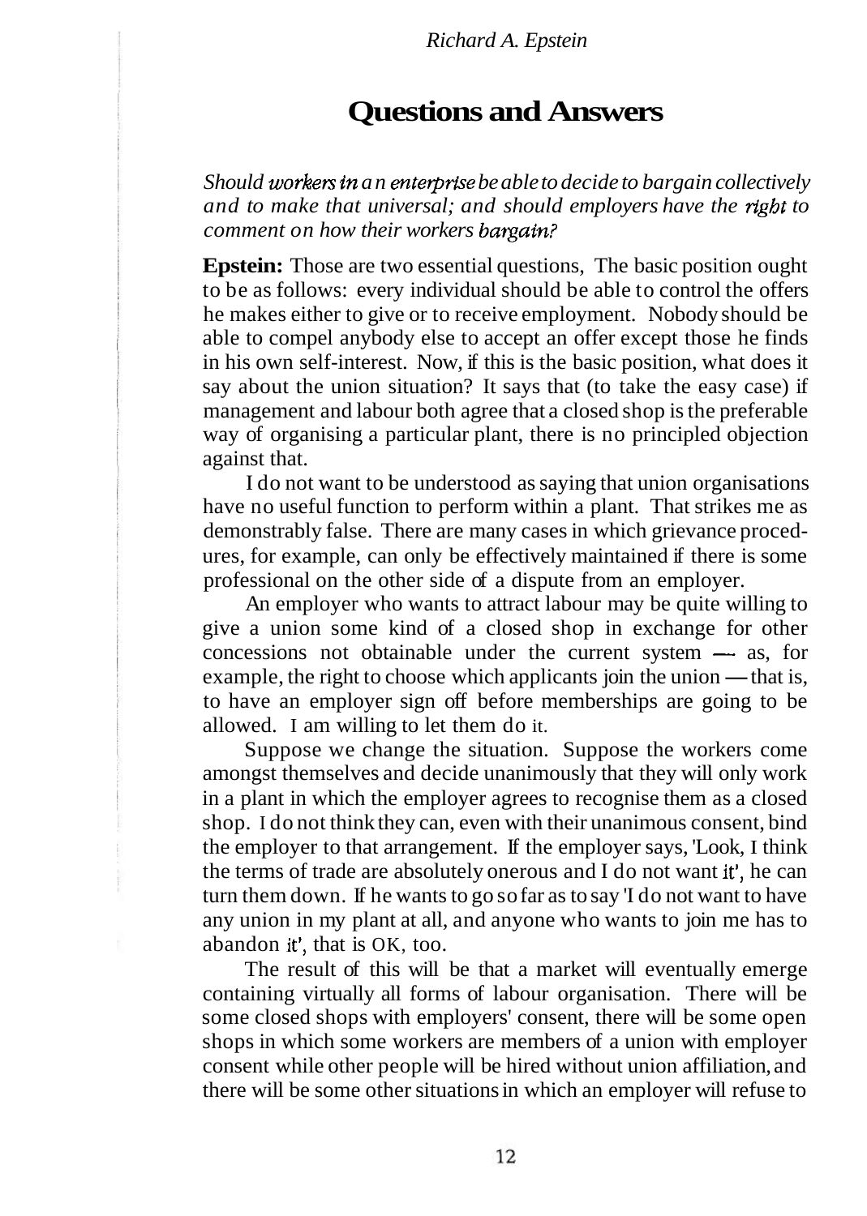# Questions and Answers

*Should workers in an enterprise be able to decide to bargain collectively and to make that universal; and should employers have the right to comment on how their workers bargain?*

**Epstein:** Those are two essential questions, The basic position ought to be as follows: every individual should be able to control the offers he makes either to give or to receive employment. Nobody should be able to compel anybody else to accept an offer except those he finds in his own self-interest. Now, if this is the basic position, what does it say about the union situation? It says that (to take the easy case) if management and labour both agree that a closed shop is the preferable way of organising a particular plant, there is no principled objection against that.

I do not want to be understood as saying that union organisations have no useful function to perform within a plant. That strikes me as demonstrably false. There are many cases in which grievance procedures, for example, can only be effectively maintained if there is some professional on the other side of a dispute from an employer.

An employer who wants to attract labour may be quite willing to give a union some kind of a closed shop in exchange for other concessions not obtainable under the current system — as, for example, the right to choose which applicants join the union — that is, to have an employer sign off before memberships are going to be allowed. I am willing to let them do it.

Suppose we change the situation. Suppose the workers come amongst themselves and decide unanimously that they will only work in a plant in which the employer agrees to recognise them as a closed shop. I do not think they can, even with their unanimous consent, bind the employer to that arrangement. If the employer says, 'Look, I think the terms of trade are absolutely onerous and I do not want it', he can turn them down. If he wants to go so far as to say 'I do not want to have any union in my plant at all, and anyone who wants to join me has to abandon it', that is OK, too.

The result of this will be that a market will eventually emerge containing virtually all forms of labour organisation. There will be some closed shops with employers' consent, there will be some open shops in which some workers are members of a union with employer consent while other people will be hired without union affiliation, and there will be some other situations in which an employer will refuse to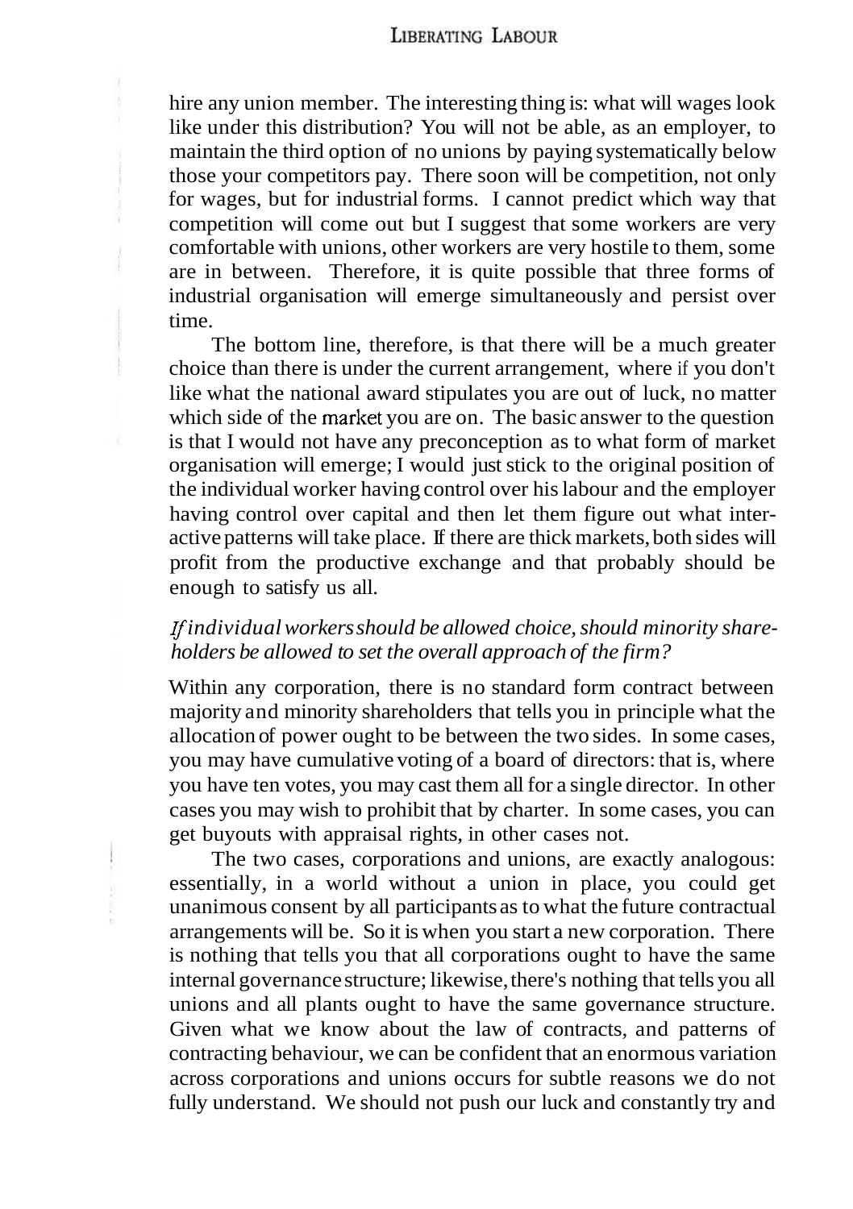hire any union member. The interesting thing is: what will wages look like under this distribution? You will not be able, as an employer, to maintain the third option of no unions by paying systematically below those your competitors pay. There soon will be competition, not only for wages, but for industrial forms. I cannot predict which way that competition will come out but I suggest that some workers are very comfortable with unions, other workers are very hostile to them, some are in between. Therefore, it is quite possible that three forms of industrial organisation will emerge simultaneously and persist over time.

The bottom line, therefore, is that there will be a much greater choice than there is under the current arrangement, where if you don't like what the national award stipulates you are out of luck, no matter which side of the market you are on. The basic answer to the question is that I would not have any preconception as to what form of market organisation will emerge; I would just stick to the original position of the individual worker having control over his labour and the employer having control over capital and then let them figure out what interactive patterns will take place. If there are thick markets, both sides will profit from the productive exchange and that probably should be enough to satisfy us all.

*If individual workers should be allowed choice, should minority shareholders be allowed to set the overall approach of the firm?*

Within any corporation, there is no standard form contract between majority and minority shareholders that tells you in principle what the allocation of power ought to be between the two sides. In some cases, you may have cumulative voting of a board of directors: that is, where you have ten votes, you may cast them all for a single director. In other cases you may wish to prohibit that by charter. In some cases, you can get buyouts with appraisal rights, in other cases not.

The two cases, corporations and unions, are exactly analogous: essentially, in a world without a union in place, you could get unanimous consent by all participants as to what the future contractual arrangements will be. So it is when you start a new corporation. There is nothing that tells you that all corporations ought to have the same internal governance structure; likewise, there's nothing that tells you all unions and all plants ought to have the same governance structure. Given what we know about the law of contracts, and patterns of contracting behaviour, we can be confident that an enormous variation across corporations and unions occurs for subtle reasons we do not fully understand. We should not push our luck and constantly try and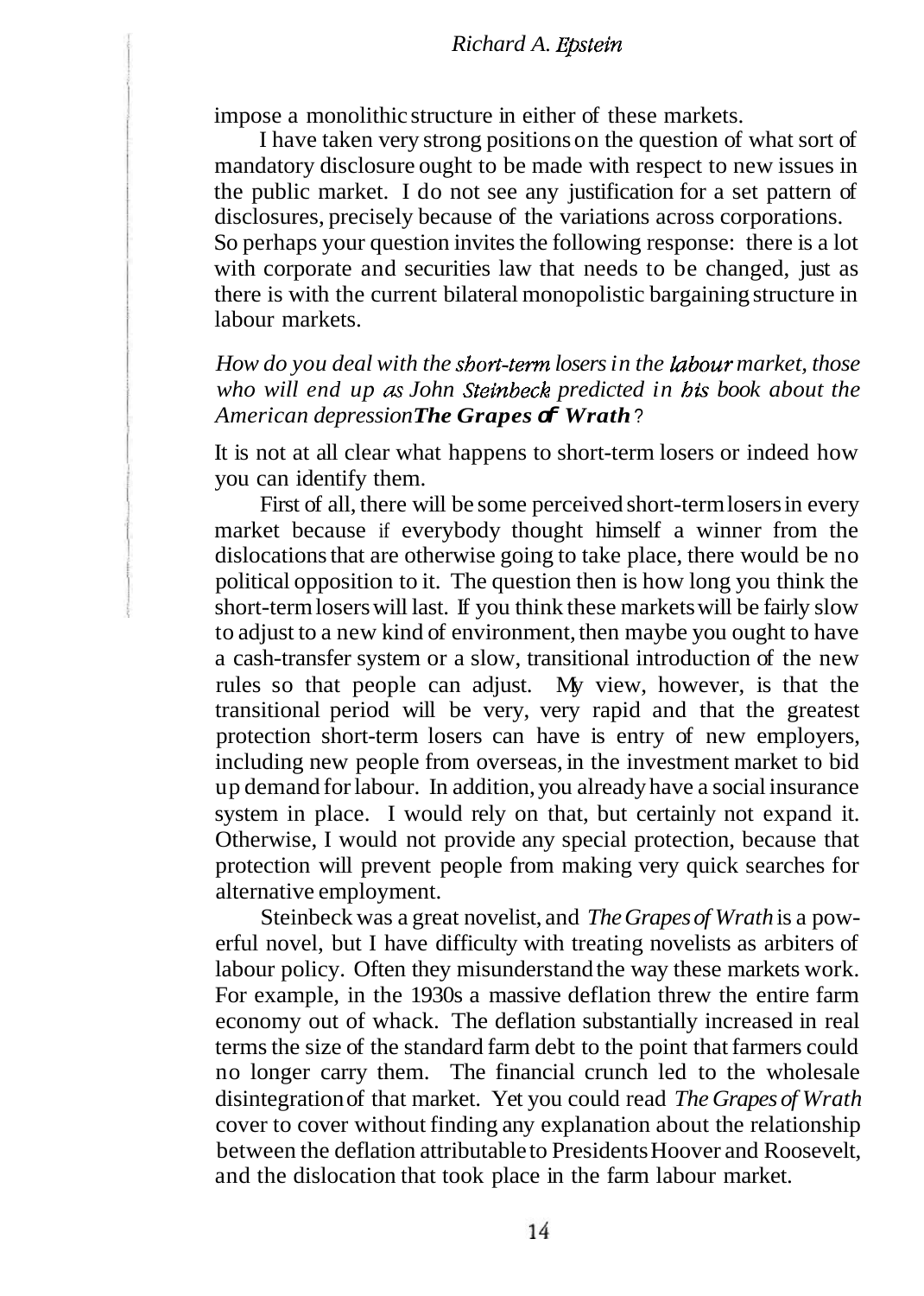impose a monolithic structure in either of these markets.

I have taken very strong positions on the question of what sort of mandatory disclosure ought to be made with respect to new issues in the public market. I do not see any justification for a set pattern of disclosures, precisely because of the variations across corporations. So perhaps your question invites the following response: there is a lot with corporate and securities law that needs to be changed, just as there is with the current bilateral monopolistic bargaining structure in labour markets.

*How do you deal with the short-term losers in the labour market, those who will end up as John Steinbeck predicted in his book about the American depression* ***The Grapes of Wrath****?*

It is not at all clear what happens to short-term losers or indeed how you can identify them.

First of all, there will be some perceived short-term losers in every market because if everybody thought himself a winner from the dislocations that are otherwise going to take place, there would be no political opposition to it. The question then is how long you think the short-term losers will last. If you think these markets will be fairly slow to adjust to a new kind of environment, then maybe you ought to have a cash-transfer system or a slow, transitional introduction of the new rules so that people can adjust. My view, however, is that the transitional period will be very, very rapid and that the greatest protection short-term losers can have is entry of new employers, including new people from overseas, in the investment market to bid up demand for labour. In addition, you already have a social insurance system in place. I would rely on that, but certainly not expand it. Otherwise, I would not provide any special protection, because that protection will prevent people from making very quick searches for alternative employment.

Steinbeck was a great novelist, and *The Grapes of Wrath* is a powerful novel, but I have difficulty with treating novelists as arbiters of labour policy. Often they misunderstand the way these markets work. For example, in the 1930s a massive deflation threw the entire farm economy out of whack. The deflation substantially increased in real terms the size of the standard farm debt to the point that farmers could no longer carry them. The financial crunch led to the wholesale disintegration of that market. Yet you could read *The Grapes of Wrath* cover to cover without finding any explanation about the relationship between the deflation attributable to Presidents Hoover and Roosevelt, and the dislocation that took place in the farm labour market.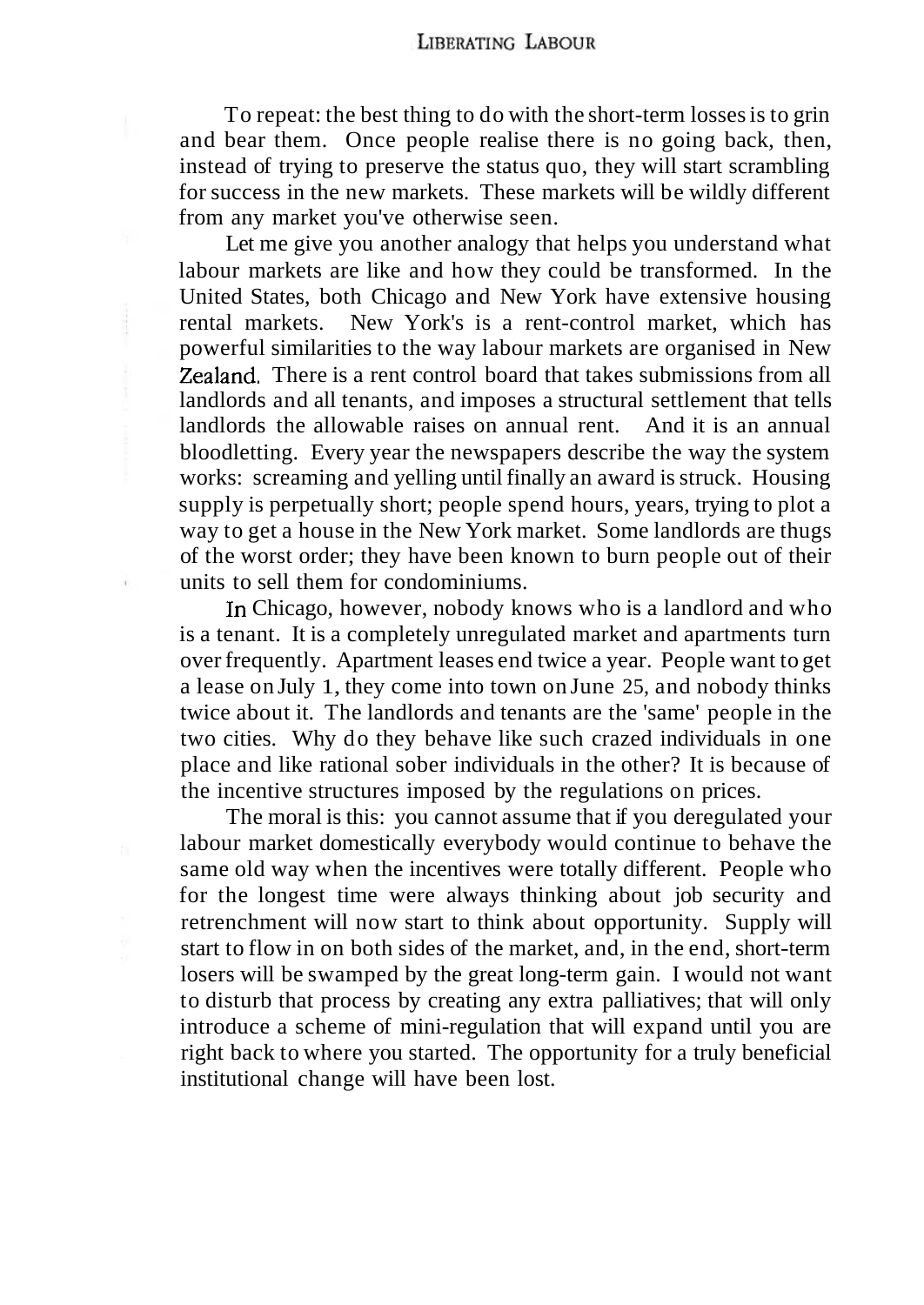To repeat: the best thing to do with the short-term losses is to grin and bear them. Once people realise there is no going back, then, instead of trying to preserve the status quo, they will start scrambling for success in the new markets. These markets will be wildly different from any market you've otherwise seen.

Let me give you another analogy that helps you understand what labour markets are like and how they could be transformed. In the United States, both Chicago and New York have extensive housing rental markets. New York's is a rent-control market, which has powerful similarities to the way labour markets are organised in New Zealand. There is a rent control board that takes submissions from all landlords and all tenants, and imposes a structural settlement that tells landlords the allowable raises on annual rent. And it is an annual bloodletting. Every year the newspapers describe the way the system works: screaming and yelling until finally an award is struck. Housing supply is perpetually short; people spend hours, years, trying to plot a way to get a house in the New York market. Some landlords are thugs of the worst order; they have been known to burn people out of their units to sell them for condominiums.

In Chicago, however, nobody knows who is a landlord and who is a tenant. It is a completely unregulated market and apartments turn over frequently. Apartment leases end twice a year. People want to get a lease on July 1, they come into town on June 25, and nobody thinks twice about it. The landlords and tenants are the 'same' people in the two cities. Why do they behave like such crazed individuals in one place and like rational sober individuals in the other? It is because of the incentive structures imposed by the regulations on prices.

The moral is this: you cannot assume that if you deregulated your labour market domestically everybody would continue to behave the same old way when the incentives were totally different. People who for the longest time were always thinking about job security and retrenchment will now start to think about opportunity. Supply will start to flow in on both sides of the market, and, in the end, short-term losers will be swamped by the great long-term gain. I would not want to disturb that process by creating any extra palliatives; that will only introduce a scheme of mini-regulation that will expand until you are right back to where you started. The opportunity for a truly beneficial institutional change will have been lost.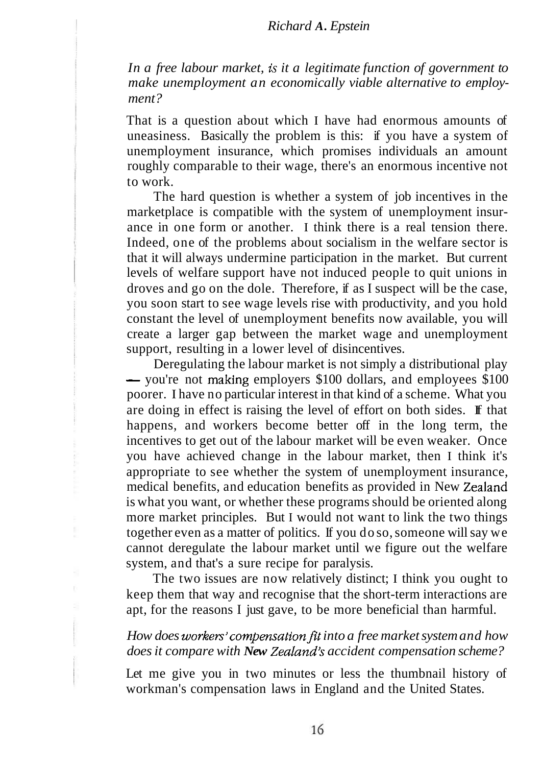*In a free labour market, is it a legitimate function of government to make unemployment an economically viable alternative to employment?*

That is a question about which I have had enormous amounts of uneasiness. Basically the problem is this: if you have a system of unemployment insurance, which promises individuals an amount roughly comparable to their wage, there's an enormous incentive not to work.

The hard question is whether a system of job incentives in the marketplace is compatible with the system of unemployment insurance in one form or another. I think there is a real tension there. Indeed, one of the problems about socialism in the welfare sector is that it will always undermine participation in the market. But current levels of welfare support have not induced people to quit unions in droves and go on the dole. Therefore, if as I suspect will be the case, you soon start to see wage levels rise with productivity, and you hold constant the level of unemployment benefits now available, you will create a larger gap between the market wage and unemployment support, resulting in a lower level of disincentives.

Deregulating the labour market is not simply a distributional play — you're not making employers $100 dollars, and employees $100 poorer. I have no particular interest in that kind of a scheme. What you are doing in effect is raising the level of effort on both sides. If that happens, and workers become better off in the long term, the incentives to get out of the labour market will be even weaker. Once you have achieved change in the labour market, then I think it's appropriate to see whether the system of unemployment insurance, medical benefits, and education benefits as provided in New Zealand is what you want, or whether these programs should be oriented along more market principles. But I would not want to link the two things together even as a matter of politics. If you do so, someone will say we cannot deregulate the labour market until we figure out the welfare system, and that's a sure recipe for paralysis.

The two issues are now relatively distinct; I think you ought to keep them that way and recognise that the short-term interactions are apt, for the reasons I just gave, to be more beneficial than harmful.

*How does workers' compensation fit into a free market system and how does it compare with New Zealand's accident compensation scheme?*

Let me give you in two minutes or less the thumbnail history of workman's compensation laws in England and the United States.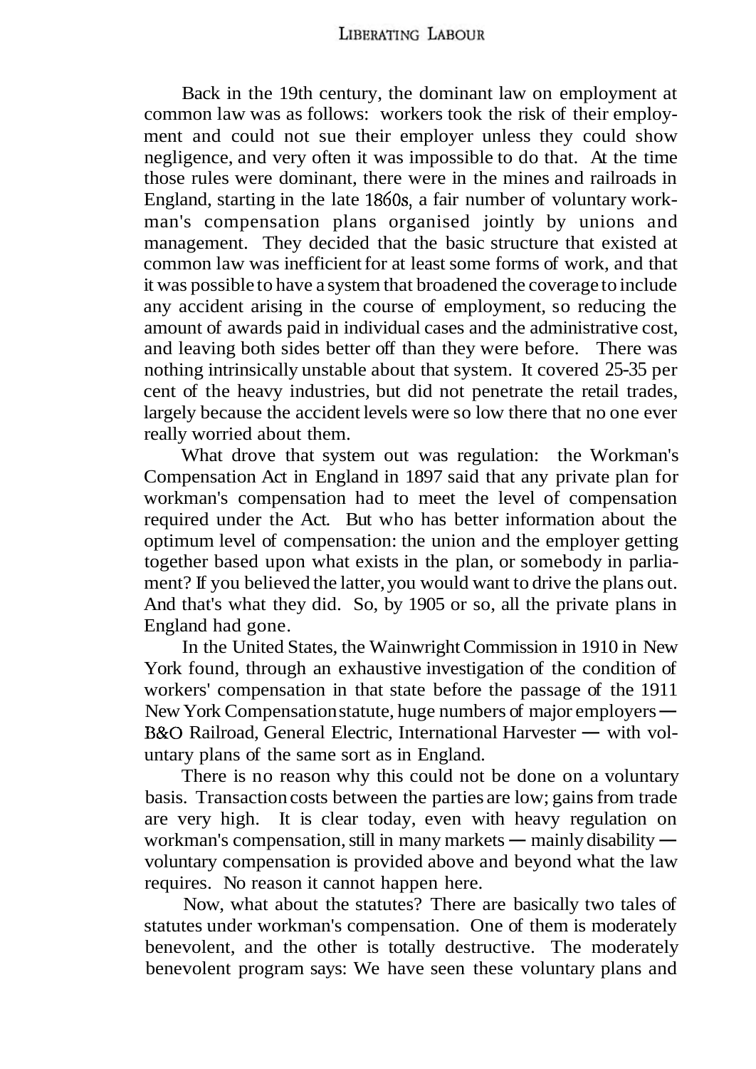Back in the 19th century, the dominant law on employment at common law was as follows: workers took the risk of their employment and could not sue their employer unless they could show negligence, and very often it was impossible to do that. At the time those rules were dominant, there were in the mines and railroads in England, starting in the late 1860s, a fair number of voluntary workman's compensation plans organised jointly by unions and management. They decided that the basic structure that existed at common law was inefficient for at least some forms of work, and that it was possible to have a system that broadened the coverage to include any accident arising in the course of employment, so reducing the amount of awards paid in individual cases and the administrative cost, and leaving both sides better off than they were before. There was nothing intrinsically unstable about that system. It covered 25-35 per cent of the heavy industries, but did not penetrate the retail trades, largely because the accident levels were so low there that no one ever really worried about them.

What drove that system out was regulation: the Workman's Compensation Act in England in 1897 said that any private plan for workman's compensation had to meet the level of compensation required under the Act. But who has better information about the optimum level of compensation: the union and the employer getting together based upon what exists in the plan, or somebody in parliament? If you believed the latter, you would want to drive the plans out. And that's what they did. So, by 1905 or so, all the private plans in England had gone.

In the United States, the Wainwright Commission in 1910 in New York found, through an exhaustive investigation of the condition of workers' compensation in that state before the passage of the 1911 New York Compensation statute, huge numbers of major employers — B&O Railroad, General Electric, International Harvester — with voluntary plans of the same sort as in England.

There is no reason why this could not be done on a voluntary basis. Transaction costs between the parties are low; gains from trade are very high. It is clear today, even with heavy regulation on workman's compensation, still in many markets — mainly disability — voluntary compensation is provided above and beyond what the law requires. No reason it cannot happen here.

Now, what about the statutes? There are basically two tales of statutes under workman's compensation. One of them is moderately benevolent, and the other is totally destructive. The moderately benevolent program says: We have seen these voluntary plans and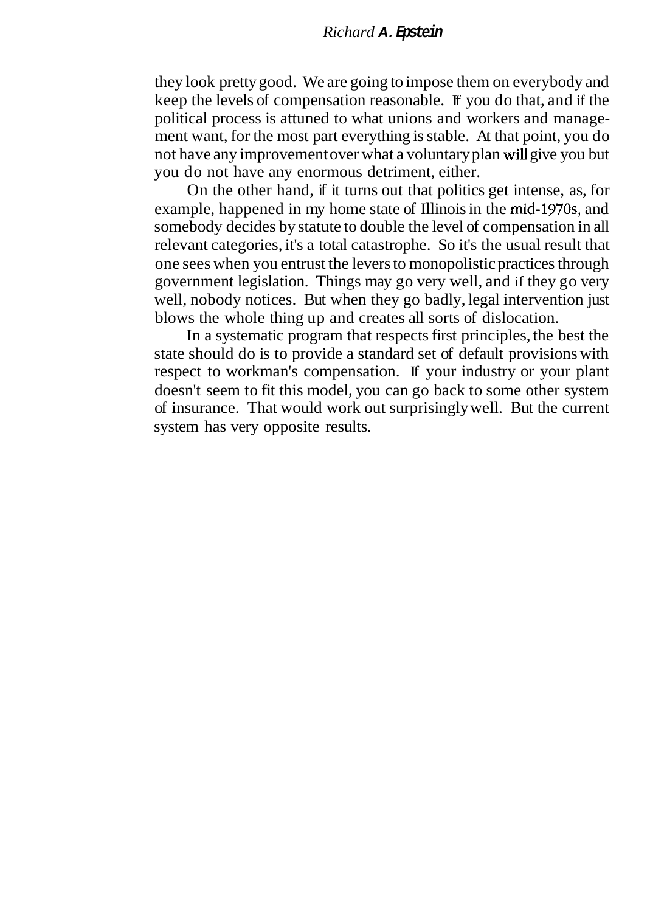they look pretty good. We are going to impose them on everybody and keep the levels of compensation reasonable. If you do that, and if the political process is attuned to what unions and workers and management want, for the most part everything is stable. At that point, you do not have any improvement over what a voluntary plan will give you but you do not have any enormous detriment, either.

On the other hand, if it turns out that politics get intense, as, for example, happened in my home state of Illinois in the mid-1970s, and somebody decides by statute to double the level of compensation in all relevant categories, it's a total catastrophe. So it's the usual result that one sees when you entrust the levers to monopolistic practices through government legislation. Things may go very well, and if they go very well, nobody notices. But when they go badly, legal intervention just blows the whole thing up and creates all sorts of dislocation.

In a systematic program that respects first principles, the best the state should do is to provide a standard set of default provisions with respect to workman's compensation. If your industry or your plant doesn't seem to fit this model, you can go back to some other system of insurance. That would work out surprisingly well. But the current system has very opposite results.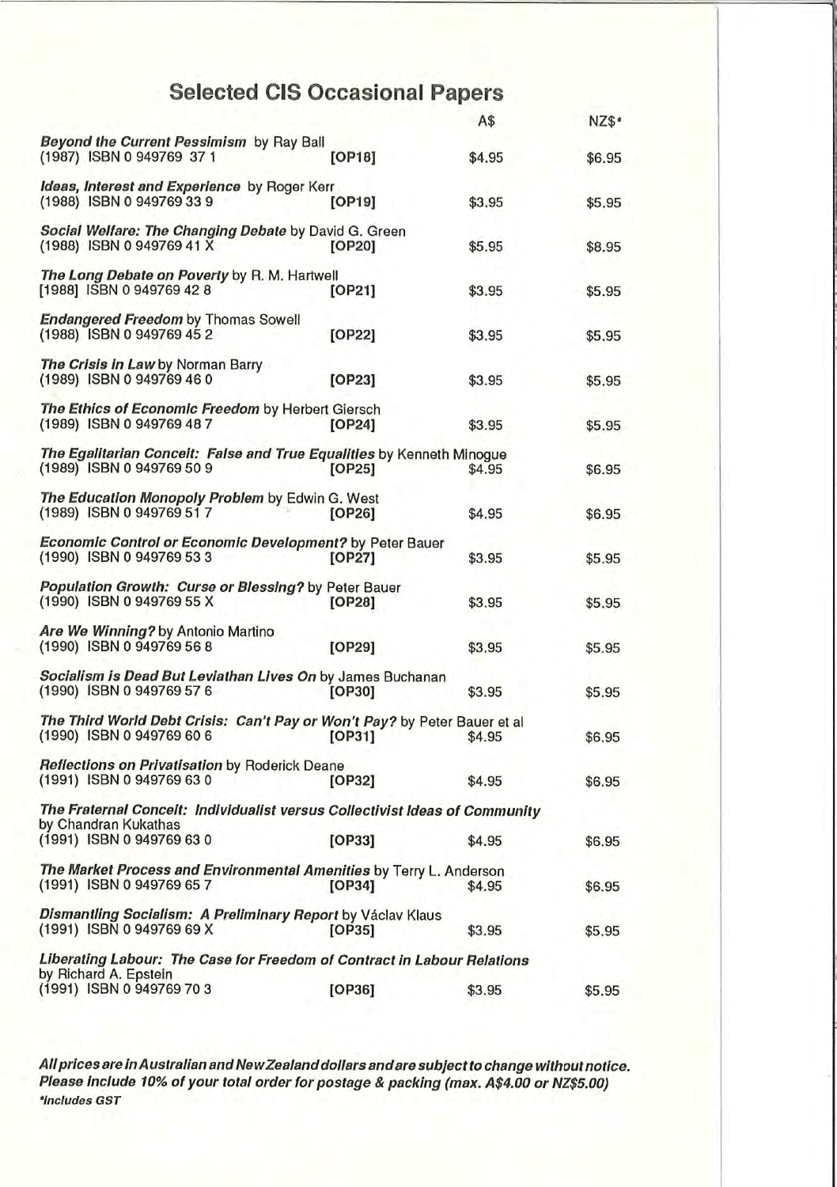## Selected CIS Occasional Papers

| | | A$ | NZ$* |
|---|---|---|---|
| ***Beyond the Current Pessimism*** by Ray Ball<br>(1987) ISBN 0 949769 37 1 | **[OP18]** | $4.95 | $6.95 |
| ***Ideas, Interest and Experience*** by Roger Kerr<br>(1988) ISBN 0 949769 33 9 | **[OP19]** | $3.95 | $5.95 |
| ***Social Welfare: The Changing Debate*** by David G. Green<br>(1988) ISBN 0 949769 41 X | **[OP20]** | $5.95 | $8.95 |
| ***The Long Debate on Poverty*** by R. M. Hartwell<br>[1988] ISBN 0 949769 42 8 | **[OP21]** | $3.95 | $5.95 |
| ***Endangered Freedom*** by Thomas Sowell<br>(1988) ISBN 0 949769 45 2 | **[OP22]** | $3.95 | $5.95 |
| ***The Crisis in Law*** by Norman Barry<br>(1989) ISBN 0 949769 46 0 | **[OP23]** | $3.95 | $5.95 |
| ***The Ethics of Economic Freedom*** by Herbert Giersch<br>(1989) ISBN 0 949769 48 7 | **[OP24]** | $3.95 | $5.95 |
| ***The Egalitarian Conceit: False and True Equalities*** by Kenneth Minogue<br>(1989) ISBN 0 949769 50 9 | **[OP25]** | $4.95 | $6.95 |
| ***The Education Monopoly Problem*** by Edwin G. West<br>(1989) ISBN 0 949769 51 7 | **[OP26]** | $4.95 | $6.95 |
| ***Economic Control or Economic Development?*** by Peter Bauer<br>(1990) ISBN 0 949769 53 3 | **[OP27]** | $3.95 | $5.95 |
| ***Population Growth: Curse or Blessing?*** by Peter Bauer<br>(1990) ISBN 0 949769 55 X | **[OP28]** | $3.95 | $5.95 |
| ***Are We Winning?*** by Antonio Martino<br>(1990) ISBN 0 949769 56 8 | **[OP29]** | $3.95 | $5.95 |
| ***Socialism is Dead But Leviathan Lives On*** by James Buchanan<br>(1990) ISBN 0 949769 57 6 | **[OP30]** | $3.95 | $5.95 |
| ***The Third World Debt Crisis: Can't Pay or Won't Pay?*** by Peter Bauer et al<br>(1990) ISBN 0 949769 60 6 | **[OP31]** | $4.95 | $6.95 |
| ***Reflections on Privatisation*** by Roderick Deane<br>(1991) ISBN 0 949769 63 0 | **[OP32]** | $4.95 | $6.95 |
| ***The Fraternal Conceit: Individualist versus Collectivist Ideas of Community***<br>by Chandran Kukathas<br>(1991) ISBN 0 949769 63 0 | **[OP33]** | $4.95 | $6.95 |
| ***The Market Process and Environmental Amenities*** by Terry L. Anderson<br>(1991) ISBN 0 949769 65 7 | **[OP34]** | $4.95 | $6.95 |
| ***Dismantling Socialism: A Preliminary Report*** by Václav Klaus<br>(1991) ISBN 0 949769 69 X | **[OP35]** | $3.95 | $5.95 |
| ***Liberating Labour: The Case for Freedom of Contract in Labour Relations***<br>by Richard A. Epstein<br>(1991) ISBN 0 949769 70 3 | **[OP36]** | $3.95 | $5.95 |

***All prices are in Australian and New Zealand dollars and are subject to change without notice. Please include 10% of your total order for postage & packing (max. A$4.00 or NZ$5.00)***

***\*Includes GST***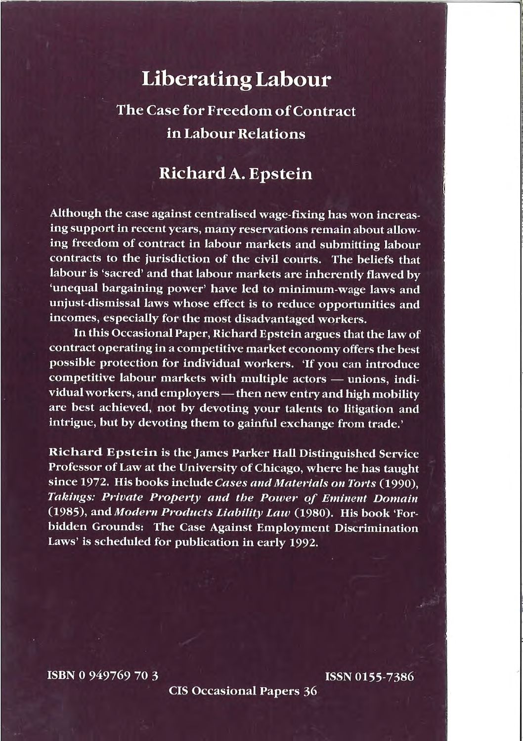# Liberating Labour

## The Case for Freedom of Contract in Labour Relations

## Richard A. Epstein

**Although the case against centralised wage-fixing has won increasing support in recent years, many reservations remain about allowing freedom of contract in labour markets and submitting labour contracts to the jurisdiction of the civil courts. The beliefs that labour is 'sacred' and that labour markets are inherently flawed by 'unequal bargaining power' have led to minimum-wage laws and unjust-dismissal laws whose effect is to reduce opportunities and incomes, especially for the most disadvantaged workers.**

**In this Occasional Paper, Richard Epstein argues that the law of contract operating in a competitive market economy offers the best possible protection for individual workers. 'If you can introduce competitive labour markets with multiple actors — unions, individual workers, and employers — then new entry and high mobility are best achieved, not by devoting your talents to litigation and intrigue, but by devoting them to gainful exchange from trade.'**

**Richard Epstein is the James Parker Hall Distinguished Service Professor of Law at the University of Chicago, where he has taught since 1972. His books include *Cases and Materials on Torts* (1990), *Takings: Private Property and the Power of Eminent Domain* (1985), and *Modern Products Liability Law* (1980). His book 'Forbidden Grounds: The Case Against Employment Discrimination Laws' is scheduled for publication in early 1992.**

**ISBN 0 949769 70 3**

**ISSN 0155-7386**

**CIS Occasional Papers 36**